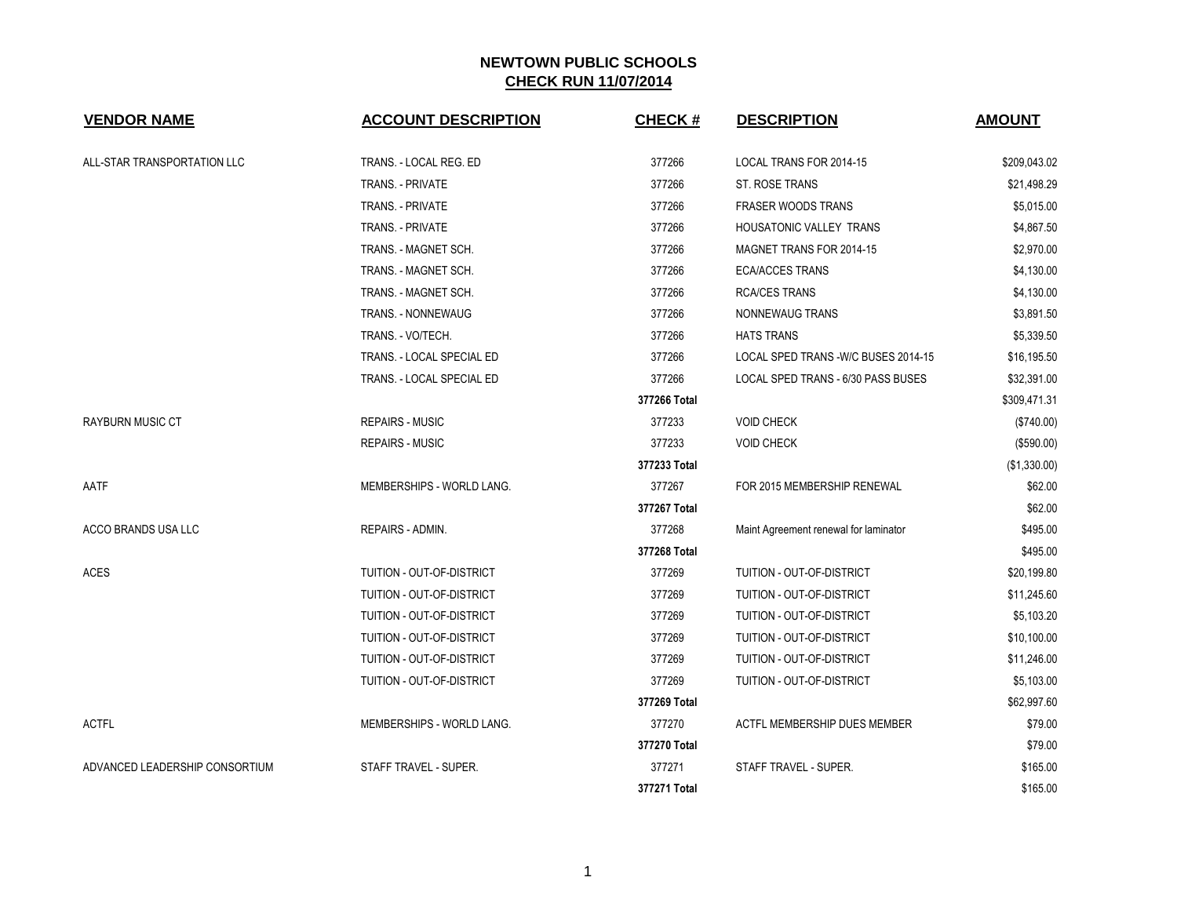# NEWTOWN PUBLIC SCHOOLS

## CHECK RUN 11/07/2014

| VENDOR NAME | ACCOUNT DESCRIPTION | CHECK # | DESCRIPTION | AMOUNT |
|---|---|---|---|---|
| ALL-STAR TRANSPORTATION LLC | TRANS. - LOCAL REG. ED | 377266 | LOCAL TRANS FOR 2014-15 | $209,043.02 |
| | TRANS. - PRIVATE | 377266 | ST. ROSE TRANS | $21,498.29 |
| | TRANS. - PRIVATE | 377266 | FRASER WOODS TRANS | $5,015.00 |
| | TRANS. - PRIVATE | 377266 | HOUSATONIC VALLEY TRANS | $4,867.50 |
| | TRANS. - MAGNET SCH. | 377266 | MAGNET TRANS FOR 2014-15 | $2,970.00 |
| | TRANS. - MAGNET SCH. | 377266 | ECA/ACCES TRANS | $4,130.00 |
| | TRANS. - MAGNET SCH. | 377266 | RCA/CES TRANS | $4,130.00 |
| | TRANS. - NONNEWAUG | 377266 | NONNEWAUG TRANS | $3,891.50 |
| | TRANS. - VO/TECH. | 377266 | HATS TRANS | $5,339.50 |
| | TRANS. - LOCAL SPECIAL ED | 377266 | LOCAL SPED TRANS -W/C BUSES 2014-15 | $16,195.50 |
| | TRANS. - LOCAL SPECIAL ED | 377266 | LOCAL SPED TRANS - 6/30 PASS BUSES | $32,391.00 |
| | | **377266 Total** | | $309,471.31 |
| RAYBURN MUSIC CT | REPAIRS - MUSIC | 377233 | VOID CHECK | ($740.00) |
| | REPAIRS - MUSIC | 377233 | VOID CHECK | ($590.00) |
| | | **377233 Total** | | ($1,330.00) |
| AATF | MEMBERSHIPS - WORLD LANG. | 377267 | FOR 2015 MEMBERSHIP RENEWAL | $62.00 |
| | | **377267 Total** | | $62.00 |
| ACCO BRANDS USA LLC | REPAIRS - ADMIN. | 377268 | Maint Agreement renewal for laminator | $495.00 |
| | | **377268 Total** | | $495.00 |
| ACES | TUITION - OUT-OF-DISTRICT | 377269 | TUITION - OUT-OF-DISTRICT | $20,199.80 |
| | TUITION - OUT-OF-DISTRICT | 377269 | TUITION - OUT-OF-DISTRICT | $11,245.60 |
| | TUITION - OUT-OF-DISTRICT | 377269 | TUITION - OUT-OF-DISTRICT | $5,103.20 |
| | TUITION - OUT-OF-DISTRICT | 377269 | TUITION - OUT-OF-DISTRICT | $10,100.00 |
| | TUITION - OUT-OF-DISTRICT | 377269 | TUITION - OUT-OF-DISTRICT | $11,246.00 |
| | TUITION - OUT-OF-DISTRICT | 377269 | TUITION - OUT-OF-DISTRICT | $5,103.00 |
| | | **377269 Total** | | $62,997.60 |
| ACTFL | MEMBERSHIPS - WORLD LANG. | 377270 | ACTFL MEMBERSHIP DUES MEMBER | $79.00 |
| | | **377270 Total** | | $79.00 |
| ADVANCED LEADERSHIP CONSORTIUM | STAFF TRAVEL - SUPER. | 377271 | STAFF TRAVEL - SUPER. | $165.00 |
| | | **377271 Total** | | $165.00 |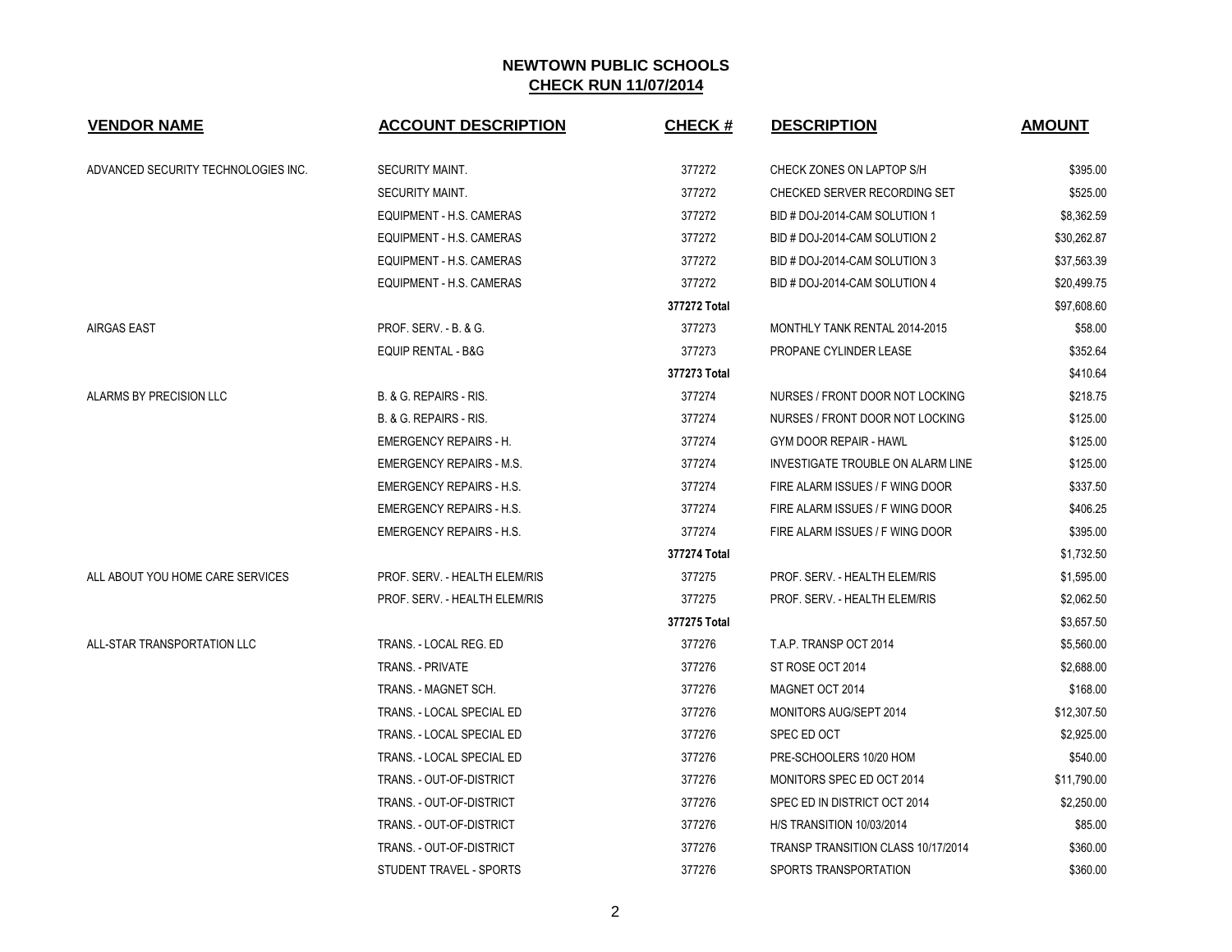# NEWTOWN PUBLIC SCHOOLS

## CHECK RUN 11/07/2014

| VENDOR NAME | ACCOUNT DESCRIPTION | CHECK # | DESCRIPTION | AMOUNT |
|---|---|---|---|---|
| ADVANCED SECURITY TECHNOLOGIES INC. | SECURITY MAINT. | 377272 | CHECK ZONES ON LAPTOP S/H | $395.00 |
| | SECURITY MAINT. | 377272 | CHECKED SERVER RECORDING SET | $525.00 |
| | EQUIPMENT - H.S. CAMERAS | 377272 | BID # DOJ-2014-CAM SOLUTION 1 | $8,362.59 |
| | EQUIPMENT - H.S. CAMERAS | 377272 | BID # DOJ-2014-CAM SOLUTION 2 | $30,262.87 |
| | EQUIPMENT - H.S. CAMERAS | 377272 | BID # DOJ-2014-CAM SOLUTION 3 | $37,563.39 |
| | EQUIPMENT - H.S. CAMERAS | 377272 | BID # DOJ-2014-CAM SOLUTION 4 | $20,499.75 |
| | | **377272 Total** | | $97,608.60 |
| AIRGAS EAST | PROF. SERV. - B. & G. | 377273 | MONTHLY TANK RENTAL 2014-2015 | $58.00 |
| | EQUIP RENTAL - B&G | 377273 | PROPANE CYLINDER LEASE | $352.64 |
| | | **377273 Total** | | $410.64 |
| ALARMS BY PRECISION LLC | B. & G. REPAIRS - RIS. | 377274 | NURSES / FRONT DOOR NOT LOCKING | $218.75 |
| | B. & G. REPAIRS - RIS. | 377274 | NURSES / FRONT DOOR NOT LOCKING | $125.00 |
| | EMERGENCY REPAIRS - H. | 377274 | GYM DOOR REPAIR - HAWL | $125.00 |
| | EMERGENCY REPAIRS - M.S. | 377274 | INVESTIGATE TROUBLE ON ALARM LINE | $125.00 |
| | EMERGENCY REPAIRS - H.S. | 377274 | FIRE ALARM ISSUES / F WING DOOR | $337.50 |
| | EMERGENCY REPAIRS - H.S. | 377274 | FIRE ALARM ISSUES / F WING DOOR | $406.25 |
| | EMERGENCY REPAIRS - H.S. | 377274 | FIRE ALARM ISSUES / F WING DOOR | $395.00 |
| | | **377274 Total** | | $1,732.50 |
| ALL ABOUT YOU HOME CARE SERVICES | PROF. SERV. - HEALTH ELEM/RIS | 377275 | PROF. SERV. - HEALTH ELEM/RIS | $1,595.00 |
| | PROF. SERV. - HEALTH ELEM/RIS | 377275 | PROF. SERV. - HEALTH ELEM/RIS | $2,062.50 |
| | | **377275 Total** | | $3,657.50 |
| ALL-STAR TRANSPORTATION LLC | TRANS. - LOCAL REG. ED | 377276 | T.A.P. TRANSP OCT 2014 | $5,560.00 |
| | TRANS. - PRIVATE | 377276 | ST ROSE OCT 2014 | $2,688.00 |
| | TRANS. - MAGNET SCH. | 377276 | MAGNET OCT 2014 | $168.00 |
| | TRANS. - LOCAL SPECIAL ED | 377276 | MONITORS AUG/SEPT 2014 | $12,307.50 |
| | TRANS. - LOCAL SPECIAL ED | 377276 | SPEC ED OCT | $2,925.00 |
| | TRANS. - LOCAL SPECIAL ED | 377276 | PRE-SCHOOLERS 10/20 HOM | $540.00 |
| | TRANS. - OUT-OF-DISTRICT | 377276 | MONITORS SPEC ED OCT 2014 | $11,790.00 |
| | TRANS. - OUT-OF-DISTRICT | 377276 | SPEC ED IN DISTRICT OCT 2014 | $2,250.00 |
| | TRANS. - OUT-OF-DISTRICT | 377276 | H/S TRANSITION 10/03/2014 | $85.00 |
| | TRANS. - OUT-OF-DISTRICT | 377276 | TRANSP TRANSITION CLASS 10/17/2014 | $360.00 |
| | STUDENT TRAVEL - SPORTS | 377276 | SPORTS TRANSPORTATION | $360.00 |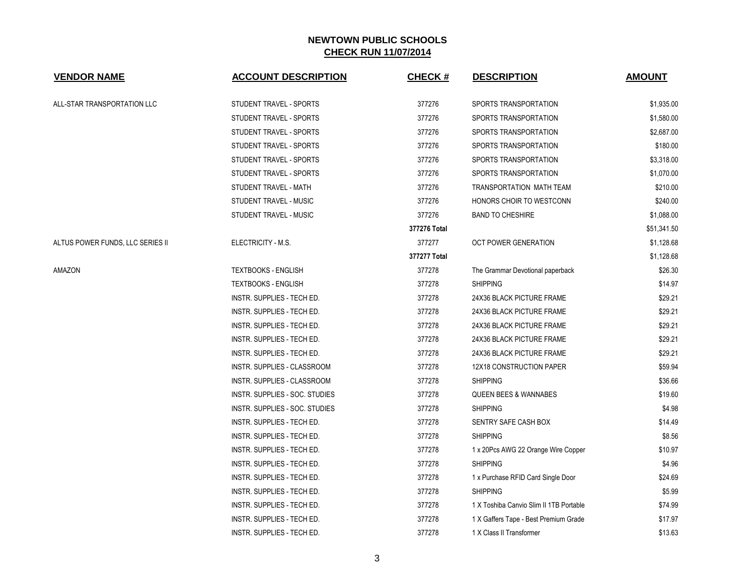# NEWTOWN PUBLIC SCHOOLS

## CHECK RUN 11/07/2014

| VENDOR NAME | ACCOUNT DESCRIPTION | CHECK # | DESCRIPTION | AMOUNT |
|---|---|---|---|---|
| ALL-STAR TRANSPORTATION LLC | STUDENT TRAVEL - SPORTS | 377276 | SPORTS TRANSPORTATION | $1,935.00 |
| | STUDENT TRAVEL - SPORTS | 377276 | SPORTS TRANSPORTATION | $1,580.00 |
| | STUDENT TRAVEL - SPORTS | 377276 | SPORTS TRANSPORTATION | $2,687.00 |
| | STUDENT TRAVEL - SPORTS | 377276 | SPORTS TRANSPORTATION | $180.00 |
| | STUDENT TRAVEL - SPORTS | 377276 | SPORTS TRANSPORTATION | $3,318.00 |
| | STUDENT TRAVEL - SPORTS | 377276 | SPORTS TRANSPORTATION | $1,070.00 |
| | STUDENT TRAVEL - MATH | 377276 | TRANSPORTATION MATH TEAM | $210.00 |
| | STUDENT TRAVEL - MUSIC | 377276 | HONORS CHOIR TO WESTCONN | $240.00 |
| | STUDENT TRAVEL - MUSIC | 377276 | BAND TO CHESHIRE | $1,088.00 |
| | | **377276 Total** | | $51,341.50 |
| ALTUS POWER FUNDS, LLC SERIES II | ELECTRICITY - M.S. | 377277 | OCT POWER GENERATION | $1,128.68 |
| | | **377277 Total** | | $1,128.68 |
| AMAZON | TEXTBOOKS - ENGLISH | 377278 | The Grammar Devotional paperback | $26.30 |
| | TEXTBOOKS - ENGLISH | 377278 | SHIPPING | $14.97 |
| | INSTR. SUPPLIES - TECH ED. | 377278 | 24X36 BLACK PICTURE FRAME | $29.21 |
| | INSTR. SUPPLIES - TECH ED. | 377278 | 24X36 BLACK PICTURE FRAME | $29.21 |
| | INSTR. SUPPLIES - TECH ED. | 377278 | 24X36 BLACK PICTURE FRAME | $29.21 |
| | INSTR. SUPPLIES - TECH ED. | 377278 | 24X36 BLACK PICTURE FRAME | $29.21 |
| | INSTR. SUPPLIES - TECH ED. | 377278 | 24X36 BLACK PICTURE FRAME | $29.21 |
| | INSTR. SUPPLIES - CLASSROOM | 377278 | 12X18 CONSTRUCTION PAPER | $59.94 |
| | INSTR. SUPPLIES - CLASSROOM | 377278 | SHIPPING | $36.66 |
| | INSTR. SUPPLIES - SOC. STUDIES | 377278 | QUEEN BEES & WANNABES | $19.60 |
| | INSTR. SUPPLIES - SOC. STUDIES | 377278 | SHIPPING | $4.98 |
| | INSTR. SUPPLIES - TECH ED. | 377278 | SENTRY SAFE CASH BOX | $14.49 |
| | INSTR. SUPPLIES - TECH ED. | 377278 | SHIPPING | $8.56 |
| | INSTR. SUPPLIES - TECH ED. | 377278 | 1 x 20Pcs AWG 22 Orange Wire Copper | $10.97 |
| | INSTR. SUPPLIES - TECH ED. | 377278 | SHIPPING | $4.96 |
| | INSTR. SUPPLIES - TECH ED. | 377278 | 1 x Purchase RFID Card Single Door | $24.69 |
| | INSTR. SUPPLIES - TECH ED. | 377278 | SHIPPING | $5.99 |
| | INSTR. SUPPLIES - TECH ED. | 377278 | 1 X Toshiba Canvio Slim II 1TB Portable | $74.99 |
| | INSTR. SUPPLIES - TECH ED. | 377278 | 1 X Gaffers Tape - Best Premium Grade | $17.97 |
| | INSTR. SUPPLIES - TECH ED. | 377278 | 1 X Class II Transformer | $13.63 |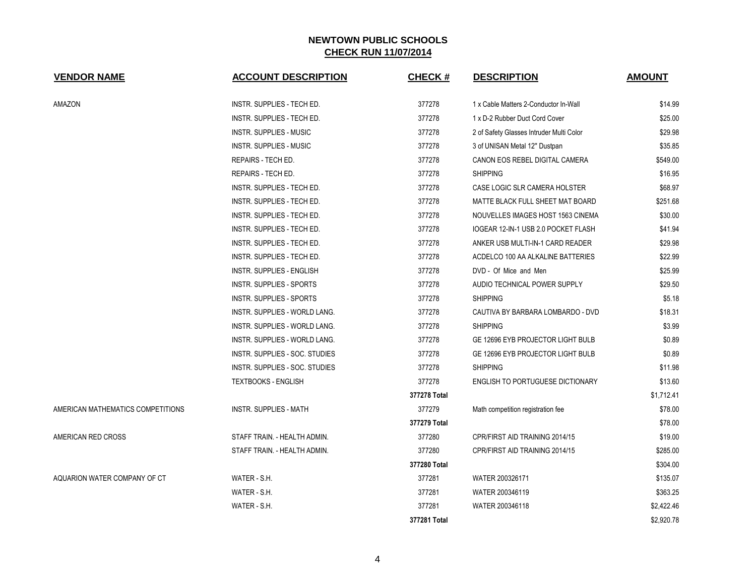## NEWTOWN PUBLIC SCHOOLS
## CHECK RUN 11/07/2014

| VENDOR NAME | ACCOUNT DESCRIPTION | CHECK # | DESCRIPTION | AMOUNT |
|---|---|---|---|---|
| AMAZON | INSTR. SUPPLIES - TECH ED. | 377278 | 1 x Cable Matters 2-Conductor In-Wall | $14.99 |
| | INSTR. SUPPLIES - TECH ED. | 377278 | 1 x D-2 Rubber Duct Cord Cover | $25.00 |
| | INSTR. SUPPLIES - MUSIC | 377278 | 2 of Safety Glasses Intruder Multi Color | $29.98 |
| | INSTR. SUPPLIES - MUSIC | 377278 | 3 of UNISAN Metal 12" Dustpan | $35.85 |
| | REPAIRS - TECH ED. | 377278 | CANON EOS REBEL DIGITAL CAMERA | $549.00 |
| | REPAIRS - TECH ED. | 377278 | SHIPPING | $16.95 |
| | INSTR. SUPPLIES - TECH ED. | 377278 | CASE LOGIC SLR CAMERA HOLSTER | $68.97 |
| | INSTR. SUPPLIES - TECH ED. | 377278 | MATTE BLACK FULL SHEET MAT BOARD | $251.68 |
| | INSTR. SUPPLIES - TECH ED. | 377278 | NOUVELLES IMAGES HOST 1563 CINEMA | $30.00 |
| | INSTR. SUPPLIES - TECH ED. | 377278 | IOGEAR 12-IN-1 USB 2.0 POCKET FLASH | $41.94 |
| | INSTR. SUPPLIES - TECH ED. | 377278 | ANKER USB MULTI-IN-1 CARD READER | $29.98 |
| | INSTR. SUPPLIES - TECH ED. | 377278 | ACDELCO 100 AA ALKALINE BATTERIES | $22.99 |
| | INSTR. SUPPLIES - ENGLISH | 377278 | DVD - Of Mice and Men | $25.99 |
| | INSTR. SUPPLIES - SPORTS | 377278 | AUDIO TECHNICAL POWER SUPPLY | $29.50 |
| | INSTR. SUPPLIES - SPORTS | 377278 | SHIPPING | $5.18 |
| | INSTR. SUPPLIES - WORLD LANG. | 377278 | CAUTIVA BY BARBARA LOMBARDO - DVD | $18.31 |
| | INSTR. SUPPLIES - WORLD LANG. | 377278 | SHIPPING | $3.99 |
| | INSTR. SUPPLIES - WORLD LANG. | 377278 | GE 12696 EYB PROJECTOR LIGHT BULB | $0.89 |
| | INSTR. SUPPLIES - SOC. STUDIES | 377278 | GE 12696 EYB PROJECTOR LIGHT BULB | $0.89 |
| | INSTR. SUPPLIES - SOC. STUDIES | 377278 | SHIPPING | $11.98 |
| | TEXTBOOKS - ENGLISH | 377278 | ENGLISH TO PORTUGUESE DICTIONARY | $13.60 |
| | | **377278 Total** | | $1,712.41 |
| AMERICAN MATHEMATICS COMPETITIONS | INSTR. SUPPLIES - MATH | 377279 | Math competition registration fee | $78.00 |
| | | **377279 Total** | | $78.00 |
| AMERICAN RED CROSS | STAFF TRAIN. - HEALTH ADMIN. | 377280 | CPR/FIRST AID TRAINING 2014/15 | $19.00 |
| | STAFF TRAIN. - HEALTH ADMIN. | 377280 | CPR/FIRST AID TRAINING 2014/15 | $285.00 |
| | | **377280 Total** | | $304.00 |
| AQUARION WATER COMPANY OF CT | WATER - S.H. | 377281 | WATER 200326171 | $135.07 |
| | WATER - S.H. | 377281 | WATER 200346119 | $363.25 |
| | WATER - S.H. | 377281 | WATER 200346118 | $2,422.46 |
| | | **377281 Total** | | $2,920.78 |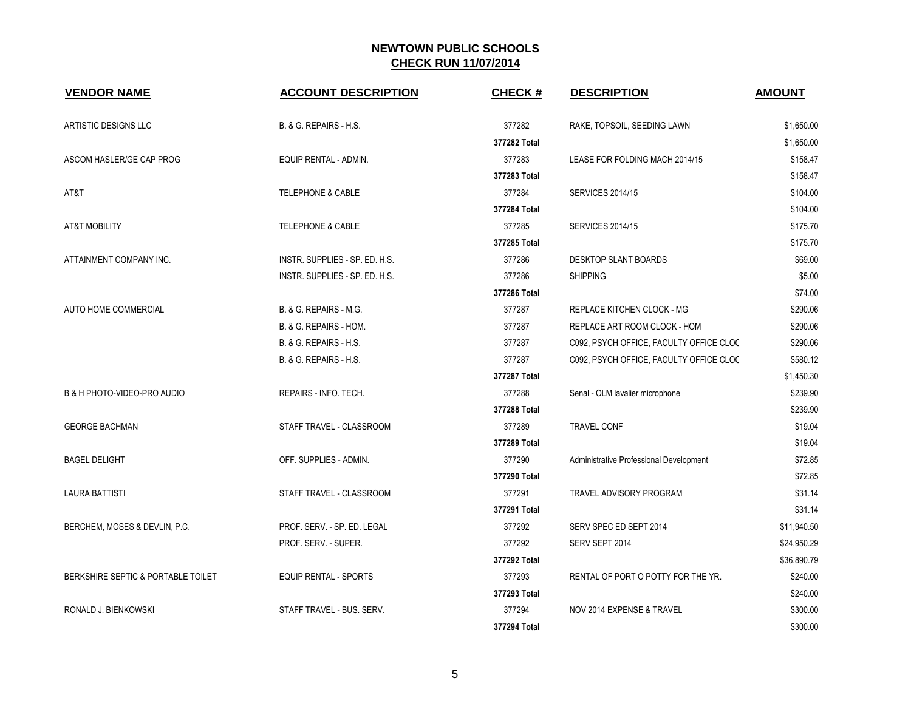# NEWTOWN PUBLIC SCHOOLS
## CHECK RUN 11/07/2014

| VENDOR NAME | ACCOUNT DESCRIPTION | CHECK # | DESCRIPTION | AMOUNT |
|---|---|---|---|---|
| ARTISTIC DESIGNS LLC | B. & G. REPAIRS - H.S. | 377282 | RAKE, TOPSOIL, SEEDING LAWN | $1,650.00 |
| | | **377282 Total** | | $1,650.00 |
| ASCOM HASLER/GE CAP PROG | EQUIP RENTAL - ADMIN. | 377283 | LEASE FOR FOLDING MACH 2014/15 | $158.47 |
| | | **377283 Total** | | $158.47 |
| AT&T | TELEPHONE & CABLE | 377284 | SERVICES 2014/15 | $104.00 |
| | | **377284 Total** | | $104.00 |
| AT&T MOBILITY | TELEPHONE & CABLE | 377285 | SERVICES 2014/15 | $175.70 |
| | | **377285 Total** | | $175.70 |
| ATTAINMENT COMPANY INC. | INSTR. SUPPLIES - SP. ED. H.S. | 377286 | DESKTOP SLANT BOARDS | $69.00 |
| | INSTR. SUPPLIES - SP. ED. H.S. | 377286 | SHIPPING | $5.00 |
| | | **377286 Total** | | $74.00 |
| AUTO HOME COMMERCIAL | B. & G. REPAIRS - M.G. | 377287 | REPLACE KITCHEN CLOCK - MG | $290.06 |
| | B. & G. REPAIRS - HOM. | 377287 | REPLACE ART ROOM CLOCK - HOM | $290.06 |
| | B. & G. REPAIRS - H.S. | 377287 | C092, PSYCH OFFICE, FACULTY OFFICE CLOC | $290.06 |
| | B. & G. REPAIRS - H.S. | 377287 | C092, PSYCH OFFICE, FACULTY OFFICE CLOC | $580.12 |
| | | **377287 Total** | | $1,450.30 |
| B & H PHOTO-VIDEO-PRO AUDIO | REPAIRS - INFO. TECH. | 377288 | Senal - OLM lavalier microphone | $239.90 |
| | | **377288 Total** | | $239.90 |
| GEORGE BACHMAN | STAFF TRAVEL - CLASSROOM | 377289 | TRAVEL CONF | $19.04 |
| | | **377289 Total** | | $19.04 |
| BAGEL DELIGHT | OFF. SUPPLIES - ADMIN. | 377290 | Administrative Professional Development | $72.85 |
| | | **377290 Total** | | $72.85 |
| LAURA BATTISTI | STAFF TRAVEL - CLASSROOM | 377291 | TRAVEL ADVISORY PROGRAM | $31.14 |
| | | **377291 Total** | | $31.14 |
| BERCHEM, MOSES & DEVLIN, P.C. | PROF. SERV. - SP. ED. LEGAL | 377292 | SERV SPEC ED SEPT 2014 | $11,940.50 |
| | PROF. SERV. - SUPER. | 377292 | SERV SEPT 2014 | $24,950.29 |
| | | **377292 Total** | | $36,890.79 |
| BERKSHIRE SEPTIC & PORTABLE TOILET | EQUIP RENTAL - SPORTS | 377293 | RENTAL OF PORT O POTTY FOR THE YR. | $240.00 |
| | | **377293 Total** | | $240.00 |
| RONALD J. BIENKOWSKI | STAFF TRAVEL - BUS. SERV. | 377294 | NOV 2014 EXPENSE & TRAVEL | $300.00 |
| | | **377294 Total** | | $300.00 |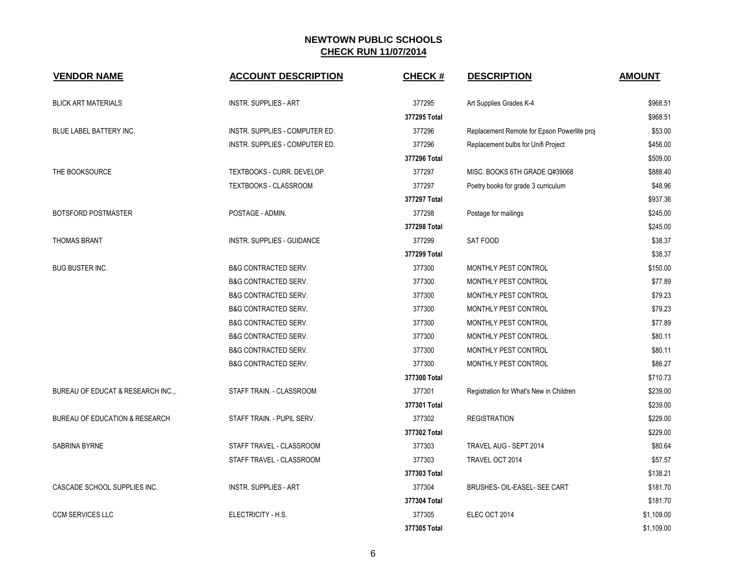## NEWTOWN PUBLIC SCHOOLS
## CHECK RUN 11/07/2014

| VENDOR NAME | ACCOUNT DESCRIPTION | CHECK # | DESCRIPTION | AMOUNT |
|---|---|---|---|---|
| BLICK ART MATERIALS | INSTR. SUPPLIES - ART | 377295 | Art Supplies Grades K-4 | $968.51 |
| | | **377295 Total** | | $968.51 |
| BLUE LABEL BATTERY INC. | INSTR. SUPPLIES - COMPUTER ED. | 377296 | Replacement Remote for Epson Powerlite proj | $53.00 |
| | INSTR. SUPPLIES - COMPUTER ED. | 377296 | Replacement bulbs for Unifi Project | $456.00 |
| | | **377296 Total** | | $509.00 |
| THE BOOKSOURCE | TEXTBOOKS - CURR. DEVELOP. | 377297 | MISC. BOOKS 6TH GRADE Q#39068 | $888.40 |
| | TEXTBOOKS - CLASSROOM | 377297 | Poetry books for grade 3 curriculum | $48.96 |
| | | **377297 Total** | | $937.36 |
| BOTSFORD POSTMASTER | POSTAGE - ADMIN. | 377298 | Postage for mailings | $245.00 |
| | | **377298 Total** | | $245.00 |
| THOMAS BRANT | INSTR. SUPPLIES - GUIDANCE | 377299 | SAT FOOD | $38.37 |
| | | **377299 Total** | | $38.37 |
| BUG BUSTER INC. | B&G CONTRACTED SERV. | 377300 | MONTHLY PEST CONTROL | $150.00 |
| | B&G CONTRACTED SERV. | 377300 | MONTHLY PEST CONTROL | $77.89 |
| | B&G CONTRACTED SERV. | 377300 | MONTHLY PEST CONTROL | $79.23 |
| | B&G CONTRACTED SERV. | 377300 | MONTHLY PEST CONTROL | $79.23 |
| | B&G CONTRACTED SERV. | 377300 | MONTHLY PEST CONTROL | $77.89 |
| | B&G CONTRACTED SERV. | 377300 | MONTHLY PEST CONTROL | $80.11 |
| | B&G CONTRACTED SERV. | 377300 | MONTHLY PEST CONTROL | $80.11 |
| | B&G CONTRACTED SERV. | 377300 | MONTHLY PEST CONTROL | $86.27 |
| | | **377300 Total** | | $710.73 |
| BUREAU OF EDUCAT & RESEARCH INC.,. | STAFF TRAIN. - CLASSROOM | 377301 | Registration for What's New in Children | $239.00 |
| | | **377301 Total** | | $239.00 |
| BUREAU OF EDUCATION & RESEARCH | STAFF TRAIN. - PUPIL SERV. | 377302 | REGISTRATION | $229.00 |
| | | **377302 Total** | | $229.00 |
| SABRINA BYRNE | STAFF TRAVEL - CLASSROOM | 377303 | TRAVEL AUG - SEPT 2014 | $80.64 |
| | STAFF TRAVEL - CLASSROOM | 377303 | TRAVEL OCT 2014 | $57.57 |
| | | **377303 Total** | | $138.21 |
| CASCADE SCHOOL SUPPLIES INC. | INSTR. SUPPLIES - ART | 377304 | BRUSHES- OIL-EASEL- SEE CART | $181.70 |
| | | **377304 Total** | | $181.70 |
| CCM SERVICES LLC | ELECTRICITY - H.S. | 377305 | ELEC OCT 2014 | $1,109.00 |
| | | **377305 Total** | | $1,109.00 |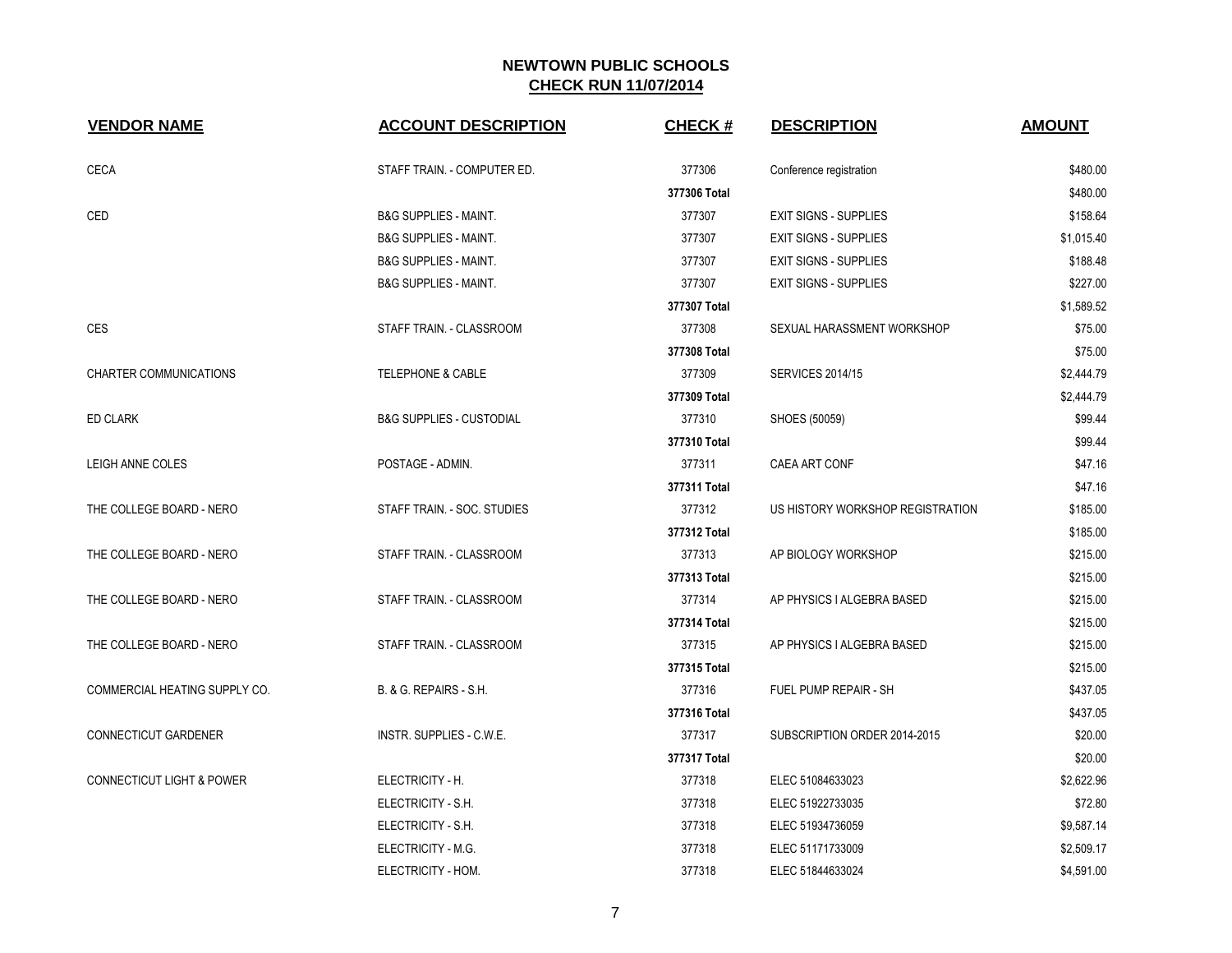# NEWTOWN PUBLIC SCHOOLS

## CHECK RUN 11/07/2014

| VENDOR NAME | ACCOUNT DESCRIPTION | CHECK # | DESCRIPTION | AMOUNT |
|---|---|---|---|---|
| CECA | STAFF TRAIN. - COMPUTER ED. | 377306 | Conference registration | $480.00 |
| | | **377306 Total** | | $480.00 |
| CED | B&G SUPPLIES - MAINT. | 377307 | EXIT SIGNS - SUPPLIES | $158.64 |
| | B&G SUPPLIES - MAINT. | 377307 | EXIT SIGNS - SUPPLIES | $1,015.40 |
| | B&G SUPPLIES - MAINT. | 377307 | EXIT SIGNS - SUPPLIES | $188.48 |
| | B&G SUPPLIES - MAINT. | 377307 | EXIT SIGNS - SUPPLIES | $227.00 |
| | | **377307 Total** | | $1,589.52 |
| CES | STAFF TRAIN. - CLASSROOM | 377308 | SEXUAL HARASSMENT WORKSHOP | $75.00 |
| | | **377308 Total** | | $75.00 |
| CHARTER COMMUNICATIONS | TELEPHONE & CABLE | 377309 | SERVICES 2014/15 | $2,444.79 |
| | | **377309 Total** | | $2,444.79 |
| ED CLARK | B&G SUPPLIES - CUSTODIAL | 377310 | SHOES (50059) | $99.44 |
| | | **377310 Total** | | $99.44 |
| LEIGH ANNE COLES | POSTAGE - ADMIN. | 377311 | CAEA ART CONF | $47.16 |
| | | **377311 Total** | | $47.16 |
| THE COLLEGE BOARD - NERO | STAFF TRAIN. - SOC. STUDIES | 377312 | US HISTORY WORKSHOP REGISTRATION | $185.00 |
| | | **377312 Total** | | $185.00 |
| THE COLLEGE BOARD - NERO | STAFF TRAIN. - CLASSROOM | 377313 | AP BIOLOGY WORKSHOP | $215.00 |
| | | **377313 Total** | | $215.00 |
| THE COLLEGE BOARD - NERO | STAFF TRAIN. - CLASSROOM | 377314 | AP PHYSICS I ALGEBRA BASED | $215.00 |
| | | **377314 Total** | | $215.00 |
| THE COLLEGE BOARD - NERO | STAFF TRAIN. - CLASSROOM | 377315 | AP PHYSICS I ALGEBRA BASED | $215.00 |
| | | **377315 Total** | | $215.00 |
| COMMERCIAL HEATING SUPPLY CO. | B. & G. REPAIRS - S.H. | 377316 | FUEL PUMP REPAIR - SH | $437.05 |
| | | **377316 Total** | | $437.05 |
| CONNECTICUT GARDENER | INSTR. SUPPLIES - C.W.E. | 377317 | SUBSCRIPTION ORDER 2014-2015 | $20.00 |
| | | **377317 Total** | | $20.00 |
| CONNECTICUT LIGHT & POWER | ELECTRICITY - H. | 377318 | ELEC 51084633023 | $2,622.96 |
| | ELECTRICITY - S.H. | 377318 | ELEC 51922733035 | $72.80 |
| | ELECTRICITY - S.H. | 377318 | ELEC 51934736059 | $9,587.14 |
| | ELECTRICITY - M.G. | 377318 | ELEC 51171733009 | $2,509.17 |
| | ELECTRICITY - HOM. | 377318 | ELEC 51844633024 | $4,591.00 |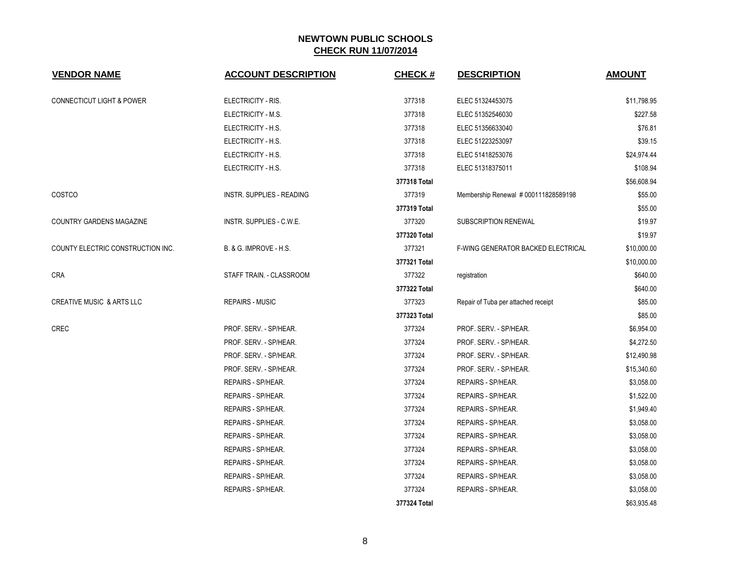# NEWTOWN PUBLIC SCHOOLS

## CHECK RUN 11/07/2014

| VENDOR NAME | ACCOUNT DESCRIPTION | CHECK # | DESCRIPTION | AMOUNT |
|---|---|---|---|---|
| CONNECTICUT LIGHT & POWER | ELECTRICITY - RIS. | 377318 | ELEC 51324453075 | $11,798.95 |
| | ELECTRICITY - M.S. | 377318 | ELEC 51352546030 | $227.58 |
| | ELECTRICITY - H.S. | 377318 | ELEC 51356633040 | $76.81 |
| | ELECTRICITY - H.S. | 377318 | ELEC 51223253097 | $39.15 |
| | ELECTRICITY - H.S. | 377318 | ELEC 51418253076 | $24,974.44 |
| | ELECTRICITY - H.S. | 377318 | ELEC 51318375011 | $108.94 |
| | | **377318 Total** | | $56,608.94 |
| COSTCO | INSTR. SUPPLIES - READING | 377319 | Membership Renewal # 000111828589198 | $55.00 |
| | | **377319 Total** | | $55.00 |
| COUNTRY GARDENS MAGAZINE | INSTR. SUPPLIES - C.W.E. | 377320 | SUBSCRIPTION RENEWAL | $19.97 |
| | | **377320 Total** | | $19.97 |
| COUNTY ELECTRIC CONSTRUCTION INC. | B. & G. IMPROVE - H.S. | 377321 | F-WING GENERATOR BACKED ELECTRICAL | $10,000.00 |
| | | **377321 Total** | | $10,000.00 |
| CRA | STAFF TRAIN. - CLASSROOM | 377322 | registration | $640.00 |
| | | **377322 Total** | | $640.00 |
| CREATIVE MUSIC & ARTS LLC | REPAIRS - MUSIC | 377323 | Repair of Tuba per attached receipt | $85.00 |
| | | **377323 Total** | | $85.00 |
| CREC | PROF. SERV. - SP/HEAR. | 377324 | PROF. SERV. - SP/HEAR. | $6,954.00 |
| | PROF. SERV. - SP/HEAR. | 377324 | PROF. SERV. - SP/HEAR. | $4,272.50 |
| | PROF. SERV. - SP/HEAR. | 377324 | PROF. SERV. - SP/HEAR. | $12,490.98 |
| | PROF. SERV. - SP/HEAR. | 377324 | PROF. SERV. - SP/HEAR. | $15,340.60 |
| | REPAIRS - SP/HEAR. | 377324 | REPAIRS - SP/HEAR. | $3,058.00 |
| | REPAIRS - SP/HEAR. | 377324 | REPAIRS - SP/HEAR. | $1,522.00 |
| | REPAIRS - SP/HEAR. | 377324 | REPAIRS - SP/HEAR. | $1,949.40 |
| | REPAIRS - SP/HEAR. | 377324 | REPAIRS - SP/HEAR. | $3,058.00 |
| | REPAIRS - SP/HEAR. | 377324 | REPAIRS - SP/HEAR. | $3,058.00 |
| | REPAIRS - SP/HEAR. | 377324 | REPAIRS - SP/HEAR. | $3,058.00 |
| | REPAIRS - SP/HEAR. | 377324 | REPAIRS - SP/HEAR. | $3,058.00 |
| | REPAIRS - SP/HEAR. | 377324 | REPAIRS - SP/HEAR. | $3,058.00 |
| | REPAIRS - SP/HEAR. | 377324 | REPAIRS - SP/HEAR. | $3,058.00 |
| | | **377324 Total** | | $63,935.48 |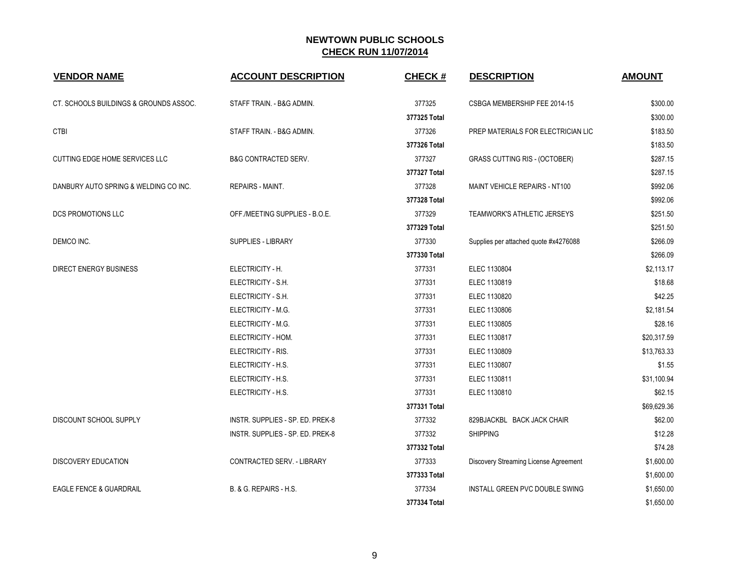# NEWTOWN PUBLIC SCHOOLS
## CHECK RUN 11/07/2014

| VENDOR NAME | ACCOUNT DESCRIPTION | CHECK # | DESCRIPTION | AMOUNT |
|---|---|---|---|---|
| CT. SCHOOLS BUILDINGS & GROUNDS ASSOC. | STAFF TRAIN. - B&G ADMIN. | 377325 | CSBGA MEMBERSHIP FEE 2014-15 | $300.00 |
| | | **377325 Total** | | $300.00 |
| CTBI | STAFF TRAIN. - B&G ADMIN. | 377326 | PREP MATERIALS FOR ELECTRICIAN LIC | $183.50 |
| | | **377326 Total** | | $183.50 |
| CUTTING EDGE HOME SERVICES LLC | B&G CONTRACTED SERV. | 377327 | GRASS CUTTING RIS - (OCTOBER) | $287.15 |
| | | **377327 Total** | | $287.15 |
| DANBURY AUTO SPRING & WELDING CO INC. | REPAIRS - MAINT. | 377328 | MAINT VEHICLE REPAIRS - NT100 | $992.06 |
| | | **377328 Total** | | $992.06 |
| DCS PROMOTIONS LLC | OFF./MEETING SUPPLIES - B.O.E. | 377329 | TEAMWORK'S ATHLETIC JERSEYS | $251.50 |
| | | **377329 Total** | | $251.50 |
| DEMCO INC. | SUPPLIES - LIBRARY | 377330 | Supplies per attached quote #x4276088 | $266.09 |
| | | **377330 Total** | | $266.09 |
| DIRECT ENERGY BUSINESS | ELECTRICITY - H. | 377331 | ELEC 1130804 | $2,113.17 |
| | ELECTRICITY - S.H. | 377331 | ELEC 1130819 | $18.68 |
| | ELECTRICITY - S.H. | 377331 | ELEC 1130820 | $42.25 |
| | ELECTRICITY - M.G. | 377331 | ELEC 1130806 | $2,181.54 |
| | ELECTRICITY - M.G. | 377331 | ELEC 1130805 | $28.16 |
| | ELECTRICITY - HOM. | 377331 | ELEC 1130817 | $20,317.59 |
| | ELECTRICITY - RIS. | 377331 | ELEC 1130809 | $13,763.33 |
| | ELECTRICITY - H.S. | 377331 | ELEC 1130807 | $1.55 |
| | ELECTRICITY - H.S. | 377331 | ELEC 1130811 | $31,100.94 |
| | ELECTRICITY - H.S. | 377331 | ELEC 1130810 | $62.15 |
| | | **377331 Total** | | $69,629.36 |
| DISCOUNT SCHOOL SUPPLY | INSTR. SUPPLIES - SP. ED. PREK-8 | 377332 | 829BJACKBL BACK JACK CHAIR | $62.00 |
| | INSTR. SUPPLIES - SP. ED. PREK-8 | 377332 | SHIPPING | $12.28 |
| | | **377332 Total** | | $74.28 |
| DISCOVERY EDUCATION | CONTRACTED SERV. - LIBRARY | 377333 | Discovery Streaming License Agreement | $1,600.00 |
| | | **377333 Total** | | $1,600.00 |
| EAGLE FENCE & GUARDRAIL | B. & G. REPAIRS - H.S. | 377334 | INSTALL GREEN PVC DOUBLE SWING | $1,650.00 |
| | | **377334 Total** | | $1,650.00 |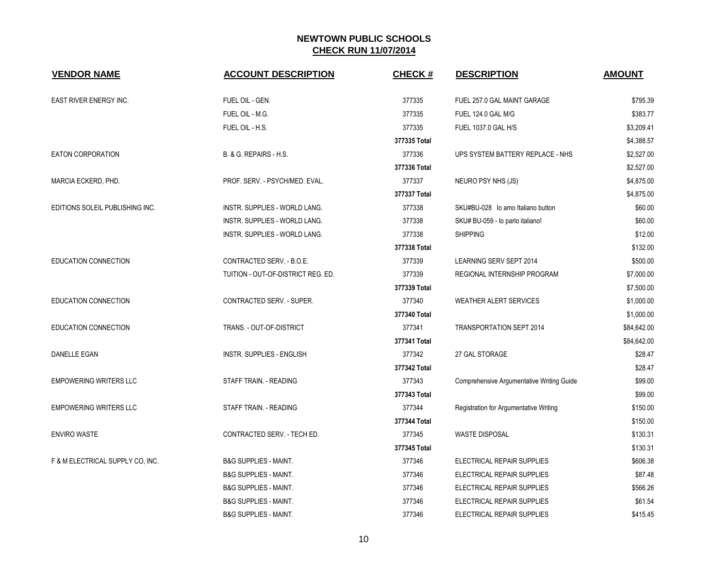# NEWTOWN PUBLIC SCHOOLS

## CHECK RUN 11/07/2014

| VENDOR NAME | ACCOUNT DESCRIPTION | CHECK # | DESCRIPTION | AMOUNT |
|---|---|---|---|---|
| EAST RIVER ENERGY INC. | FUEL OIL - GEN. | 377335 | FUEL 257.0 GAL MAINT GARAGE | $795.39 |
| | FUEL OIL - M.G. | 377335 | FUEL 124.0 GAL M/G | $383.77 |
| | FUEL OIL - H.S. | 377335 | FUEL 1037.0 GAL H/S | $3,209.41 |
| | | 377335 Total | | $4,388.57 |
| EATON CORPORATION | B. & G. REPAIRS - H.S. | 377336 | UPS SYSTEM BATTERY REPLACE - NHS | $2,527.00 |
| | | 377336 Total | | $2,527.00 |
| MARCIA ECKERD, PHD. | PROF. SERV. - PSYCH/MED. EVAL. | 377337 | NEURO PSY NHS (JS) | $4,875.00 |
| | | 377337 Total | | $4,875.00 |
| EDITIONS SOLEIL PUBLISHING INC. | INSTR. SUPPLIES - WORLD LANG. | 377338 | SKU#BU-028 Io amo Italiano button | $60.00 |
| | INSTR. SUPPLIES - WORLD LANG. | 377338 | SKU# BU-059 - Io parlo italiano! | $60.00 |
| | INSTR. SUPPLIES - WORLD LANG. | 377338 | SHIPPING | $12.00 |
| | | 377338 Total | | $132.00 |
| EDUCATION CONNECTION | CONTRACTED SERV. - B.O.E. | 377339 | LEARNING SERV SEPT 2014 | $500.00 |
| | TUITION - OUT-OF-DISTRICT REG. ED. | 377339 | REGIONAL INTERNSHIP PROGRAM | $7,000.00 |
| | | 377339 Total | | $7,500.00 |
| EDUCATION CONNECTION | CONTRACTED SERV. - SUPER. | 377340 | WEATHER ALERT SERVICES | $1,000.00 |
| | | 377340 Total | | $1,000.00 |
| EDUCATION CONNECTION | TRANS. - OUT-OF-DISTRICT | 377341 | TRANSPORTATION SEPT 2014 | $84,642.00 |
| | | 377341 Total | | $84,642.00 |
| DANELLE EGAN | INSTR. SUPPLIES - ENGLISH | 377342 | 27 GAL STORAGE | $28.47 |
| | | 377342 Total | | $28.47 |
| EMPOWERING WRITERS LLC | STAFF TRAIN. - READING | 377343 | Comprehensive Argumentative Writing Guide | $99.00 |
| | | 377343 Total | | $99.00 |
| EMPOWERING WRITERS LLC | STAFF TRAIN. - READING | 377344 | Registration for Argumentative Writing | $150.00 |
| | | 377344 Total | | $150.00 |
| ENVIRO WASTE | CONTRACTED SERV. - TECH ED. | 377345 | WASTE DISPOSAL | $130.31 |
| | | 377345 Total | | $130.31 |
| F & M ELECTRICAL SUPPLY CO, INC. | B&G SUPPLIES - MAINT. | 377346 | ELECTRICAL REPAIR SUPPLIES | $606.38 |
| | B&G SUPPLIES - MAINT. | 377346 | ELECTRICAL REPAIR SUPPLIES | $87.48 |
| | B&G SUPPLIES - MAINT. | 377346 | ELECTRICAL REPAIR SUPPLIES | $566.26 |
| | B&G SUPPLIES - MAINT. | 377346 | ELECTRICAL REPAIR SUPPLIES | $61.54 |
| | B&G SUPPLIES - MAINT. | 377346 | ELECTRICAL REPAIR SUPPLIES | $415.45 |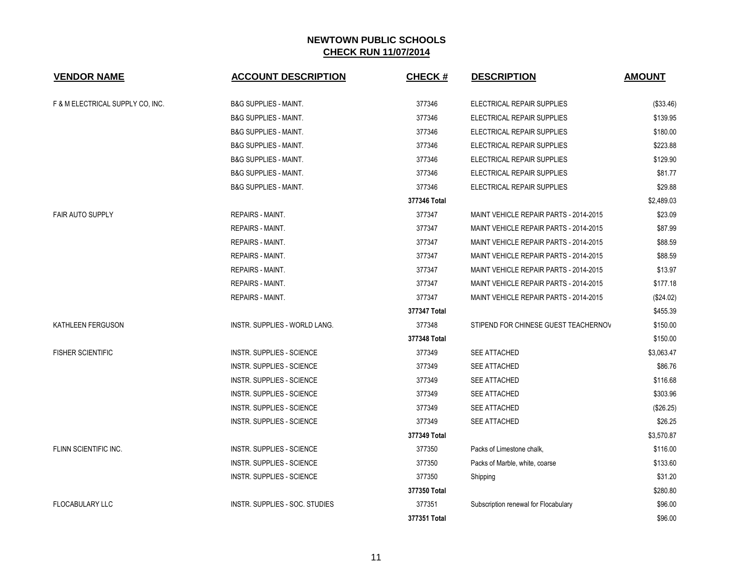## NEWTOWN PUBLIC SCHOOLS
## CHECK RUN 11/07/2014

| VENDOR NAME | ACCOUNT DESCRIPTION | CHECK # | DESCRIPTION | AMOUNT |
|---|---|---|---|---|
| F & M ELECTRICAL SUPPLY CO, INC. | B&G SUPPLIES - MAINT. | 377346 | ELECTRICAL REPAIR SUPPLIES | ($33.46) |
| | B&G SUPPLIES - MAINT. | 377346 | ELECTRICAL REPAIR SUPPLIES | $139.95 |
| | B&G SUPPLIES - MAINT. | 377346 | ELECTRICAL REPAIR SUPPLIES | $180.00 |
| | B&G SUPPLIES - MAINT. | 377346 | ELECTRICAL REPAIR SUPPLIES | $223.88 |
| | B&G SUPPLIES - MAINT. | 377346 | ELECTRICAL REPAIR SUPPLIES | $129.90 |
| | B&G SUPPLIES - MAINT. | 377346 | ELECTRICAL REPAIR SUPPLIES | $81.77 |
| | B&G SUPPLIES - MAINT. | 377346 | ELECTRICAL REPAIR SUPPLIES | $29.88 |
| | | **377346 Total** | | $2,489.03 |
| FAIR AUTO SUPPLY | REPAIRS - MAINT. | 377347 | MAINT VEHICLE REPAIR PARTS - 2014-2015 | $23.09 |
| | REPAIRS - MAINT. | 377347 | MAINT VEHICLE REPAIR PARTS - 2014-2015 | $87.99 |
| | REPAIRS - MAINT. | 377347 | MAINT VEHICLE REPAIR PARTS - 2014-2015 | $88.59 |
| | REPAIRS - MAINT. | 377347 | MAINT VEHICLE REPAIR PARTS - 2014-2015 | $88.59 |
| | REPAIRS - MAINT. | 377347 | MAINT VEHICLE REPAIR PARTS - 2014-2015 | $13.97 |
| | REPAIRS - MAINT. | 377347 | MAINT VEHICLE REPAIR PARTS - 2014-2015 | $177.18 |
| | REPAIRS - MAINT. | 377347 | MAINT VEHICLE REPAIR PARTS - 2014-2015 | ($24.02) |
| | | **377347 Total** | | $455.39 |
| KATHLEEN FERGUSON | INSTR. SUPPLIES - WORLD LANG. | 377348 | STIPEND FOR CHINESE GUEST TEACHERNOV | $150.00 |
| | | **377348 Total** | | $150.00 |
| FISHER SCIENTIFIC | INSTR. SUPPLIES - SCIENCE | 377349 | SEE ATTACHED | $3,063.47 |
| | INSTR. SUPPLIES - SCIENCE | 377349 | SEE ATTACHED | $86.76 |
| | INSTR. SUPPLIES - SCIENCE | 377349 | SEE ATTACHED | $116.68 |
| | INSTR. SUPPLIES - SCIENCE | 377349 | SEE ATTACHED | $303.96 |
| | INSTR. SUPPLIES - SCIENCE | 377349 | SEE ATTACHED | ($26.25) |
| | INSTR. SUPPLIES - SCIENCE | 377349 | SEE ATTACHED | $26.25 |
| | | **377349 Total** | | $3,570.87 |
| FLINN SCIENTIFIC INC. | INSTR. SUPPLIES - SCIENCE | 377350 | Packs of Limestone chalk, | $116.00 |
| | INSTR. SUPPLIES - SCIENCE | 377350 | Packs of Marble, white, coarse | $133.60 |
| | INSTR. SUPPLIES - SCIENCE | 377350 | Shipping | $31.20 |
| | | **377350 Total** | | $280.80 |
| FLOCABULARY LLC | INSTR. SUPPLIES - SOC. STUDIES | 377351 | Subscription renewal for Flocabulary | $96.00 |
| | | **377351 Total** | | $96.00 |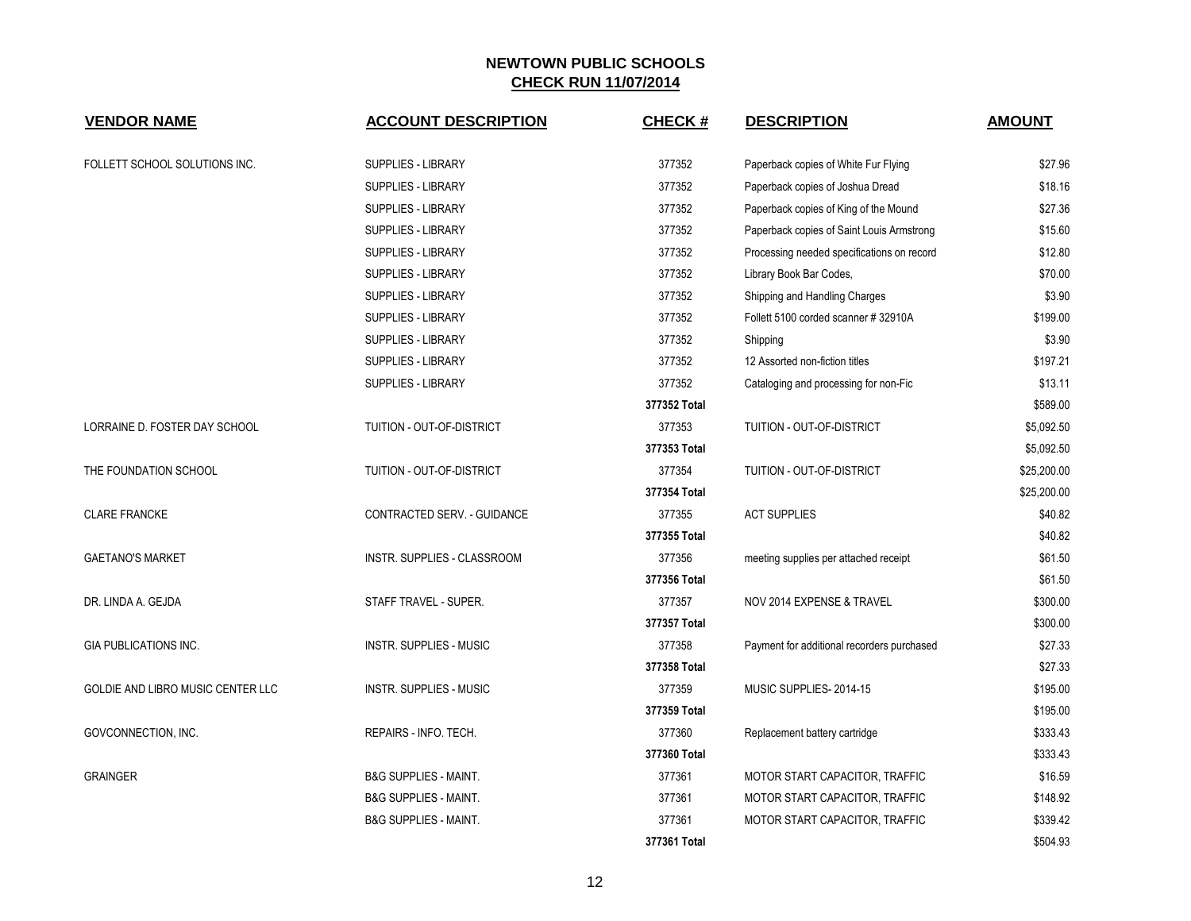# NEWTOWN PUBLIC SCHOOLS

## CHECK RUN 11/07/2014

| VENDOR NAME | ACCOUNT DESCRIPTION | CHECK # | DESCRIPTION | AMOUNT |
|---|---|---|---|---|
| FOLLETT SCHOOL SOLUTIONS INC. | SUPPLIES - LIBRARY | 377352 | Paperback copies of White Fur Flying | $27.96 |
| | SUPPLIES - LIBRARY | 377352 | Paperback copies of Joshua Dread | $18.16 |
| | SUPPLIES - LIBRARY | 377352 | Paperback copies of King of the Mound | $27.36 |
| | SUPPLIES - LIBRARY | 377352 | Paperback copies of Saint Louis Armstrong | $15.60 |
| | SUPPLIES - LIBRARY | 377352 | Processing needed specifications on record | $12.80 |
| | SUPPLIES - LIBRARY | 377352 | Library Book Bar Codes, | $70.00 |
| | SUPPLIES - LIBRARY | 377352 | Shipping and Handling Charges | $3.90 |
| | SUPPLIES - LIBRARY | 377352 | Follett 5100 corded scanner # 32910A | $199.00 |
| | SUPPLIES - LIBRARY | 377352 | Shipping | $3.90 |
| | SUPPLIES - LIBRARY | 377352 | 12 Assorted non-fiction titles | $197.21 |
| | SUPPLIES - LIBRARY | 377352 | Cataloging and processing for non-Fic | $13.11 |
| | | **377352 Total** | | $589.00 |
| LORRAINE D. FOSTER DAY SCHOOL | TUITION - OUT-OF-DISTRICT | 377353 | TUITION - OUT-OF-DISTRICT | $5,092.50 |
| | | **377353 Total** | | $5,092.50 |
| THE FOUNDATION SCHOOL | TUITION - OUT-OF-DISTRICT | 377354 | TUITION - OUT-OF-DISTRICT | $25,200.00 |
| | | **377354 Total** | | $25,200.00 |
| CLARE FRANCKE | CONTRACTED SERV. - GUIDANCE | 377355 | ACT SUPPLIES | $40.82 |
| | | **377355 Total** | | $40.82 |
| GAETANO'S MARKET | INSTR. SUPPLIES - CLASSROOM | 377356 | meeting supplies per attached receipt | $61.50 |
| | | **377356 Total** | | $61.50 |
| DR. LINDA A. GEJDA | STAFF TRAVEL - SUPER. | 377357 | NOV 2014 EXPENSE & TRAVEL | $300.00 |
| | | **377357 Total** | | $300.00 |
| GIA PUBLICATIONS INC. | INSTR. SUPPLIES - MUSIC | 377358 | Payment for additional recorders purchased | $27.33 |
| | | **377358 Total** | | $27.33 |
| GOLDIE AND LIBRO MUSIC CENTER LLC | INSTR. SUPPLIES - MUSIC | 377359 | MUSIC SUPPLIES- 2014-15 | $195.00 |
| | | **377359 Total** | | $195.00 |
| GOVCONNECTION, INC. | REPAIRS - INFO. TECH. | 377360 | Replacement battery cartridge | $333.43 |
| | | **377360 Total** | | $333.43 |
| GRAINGER | B&G SUPPLIES - MAINT. | 377361 | MOTOR START CAPACITOR, TRAFFIC | $16.59 |
| | B&G SUPPLIES - MAINT. | 377361 | MOTOR START CAPACITOR, TRAFFIC | $148.92 |
| | B&G SUPPLIES - MAINT. | 377361 | MOTOR START CAPACITOR, TRAFFIC | $339.42 |
| | | **377361 Total** | | $504.93 |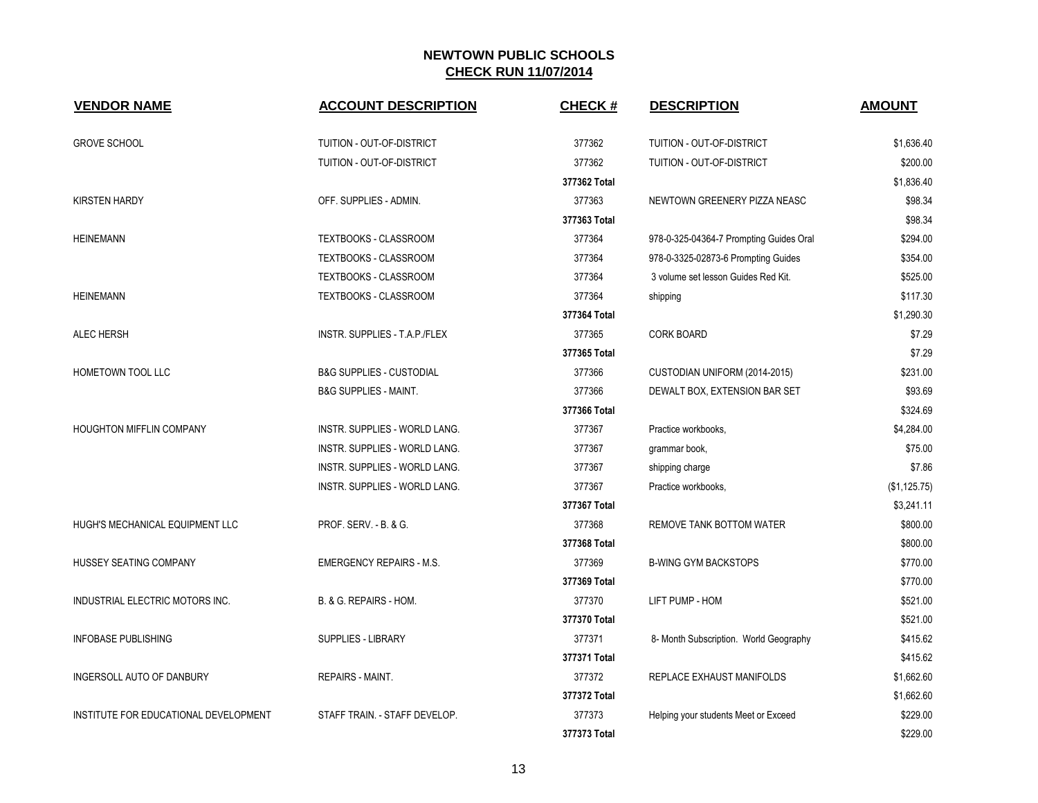# NEWTOWN PUBLIC SCHOOLS

## CHECK RUN 11/07/2014

| VENDOR NAME | ACCOUNT DESCRIPTION | CHECK # | DESCRIPTION | AMOUNT |
|---|---|---|---|---|
| GROVE SCHOOL | TUITION - OUT-OF-DISTRICT | 377362 | TUITION - OUT-OF-DISTRICT | $1,636.40 |
| | TUITION - OUT-OF-DISTRICT | 377362 | TUITION - OUT-OF-DISTRICT | $200.00 |
| | | **377362 Total** | | $1,836.40 |
| KIRSTEN HARDY | OFF. SUPPLIES - ADMIN. | 377363 | NEWTOWN GREENERY PIZZA NEASC | $98.34 |
| | | **377363 Total** | | $98.34 |
| HEINEMANN | TEXTBOOKS - CLASSROOM | 377364 | 978-0-325-04364-7 Prompting Guides Oral | $294.00 |
| | TEXTBOOKS - CLASSROOM | 377364 | 978-0-3325-02873-6 Prompting Guides | $354.00 |
| | TEXTBOOKS - CLASSROOM | 377364 | 3 volume set lesson Guides Red Kit. | $525.00 |
| HEINEMANN | TEXTBOOKS - CLASSROOM | 377364 | shipping | $117.30 |
| | | **377364 Total** | | $1,290.30 |
| ALEC HERSH | INSTR. SUPPLIES - T.A.P./FLEX | 377365 | CORK BOARD | $7.29 |
| | | **377365 Total** | | $7.29 |
| HOMETOWN TOOL LLC | B&G SUPPLIES - CUSTODIAL | 377366 | CUSTODIAN UNIFORM (2014-2015) | $231.00 |
| | B&G SUPPLIES - MAINT. | 377366 | DEWALT BOX, EXTENSION BAR SET | $93.69 |
| | | **377366 Total** | | $324.69 |
| HOUGHTON MIFFLIN COMPANY | INSTR. SUPPLIES - WORLD LANG. | 377367 | Practice workbooks, | $4,284.00 |
| | INSTR. SUPPLIES - WORLD LANG. | 377367 | grammar book, | $75.00 |
| | INSTR. SUPPLIES - WORLD LANG. | 377367 | shipping charge | $7.86 |
| | INSTR. SUPPLIES - WORLD LANG. | 377367 | Practice workbooks, | ($1,125.75) |
| | | **377367 Total** | | $3,241.11 |
| HUGH'S MECHANICAL EQUIPMENT LLC | PROF. SERV. - B. & G. | 377368 | REMOVE TANK BOTTOM WATER | $800.00 |
| | | **377368 Total** | | $800.00 |
| HUSSEY SEATING COMPANY | EMERGENCY REPAIRS - M.S. | 377369 | B-WING GYM BACKSTOPS | $770.00 |
| | | **377369 Total** | | $770.00 |
| INDUSTRIAL ELECTRIC MOTORS INC. | B. & G. REPAIRS - HOM. | 377370 | LIFT PUMP - HOM | $521.00 |
| | | **377370 Total** | | $521.00 |
| INFOBASE PUBLISHING | SUPPLIES - LIBRARY | 377371 | 8- Month Subscription. World Geography | $415.62 |
| | | **377371 Total** | | $415.62 |
| INGERSOLL AUTO OF DANBURY | REPAIRS - MAINT. | 377372 | REPLACE EXHAUST MANIFOLDS | $1,662.60 |
| | | **377372 Total** | | $1,662.60 |
| INSTITUTE FOR EDUCATIONAL DEVELOPMENT | STAFF TRAIN. - STAFF DEVELOP. | 377373 | Helping your students Meet or Exceed | $229.00 |
| | | **377373 Total** | | $229.00 |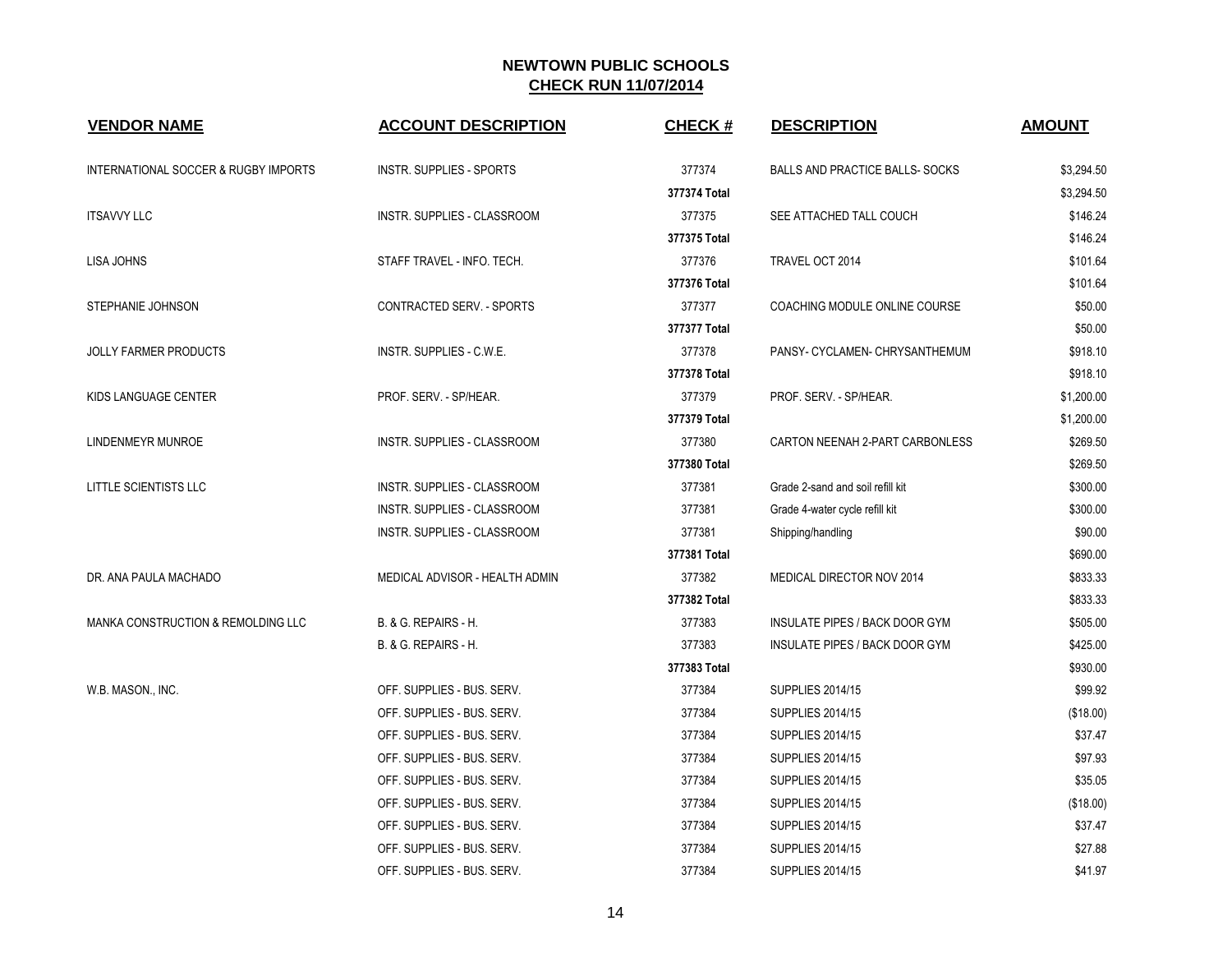## NEWTOWN PUBLIC SCHOOLS

### CHECK RUN 11/07/2014

| VENDOR NAME | ACCOUNT DESCRIPTION | CHECK # | DESCRIPTION | AMOUNT |
|---|---|---|---|---|
| INTERNATIONAL SOCCER & RUGBY IMPORTS | INSTR. SUPPLIES - SPORTS | 377374 | BALLS AND PRACTICE BALLS- SOCKS | $3,294.50 |
| | | 377374 Total | | $3,294.50 |
| ITSAVVY LLC | INSTR. SUPPLIES - CLASSROOM | 377375 | SEE ATTACHED TALL COUCH | $146.24 |
| | | 377375 Total | | $146.24 |
| LISA JOHNS | STAFF TRAVEL - INFO. TECH. | 377376 | TRAVEL OCT 2014 | $101.64 |
| | | 377376 Total | | $101.64 |
| STEPHANIE JOHNSON | CONTRACTED SERV. - SPORTS | 377377 | COACHING MODULE ONLINE COURSE | $50.00 |
| | | 377377 Total | | $50.00 |
| JOLLY FARMER PRODUCTS | INSTR. SUPPLIES - C.W.E. | 377378 | PANSY- CYCLAMEN- CHRYSANTHEMUM | $918.10 |
| | | 377378 Total | | $918.10 |
| KIDS LANGUAGE CENTER | PROF. SERV. - SP/HEAR. | 377379 | PROF. SERV. - SP/HEAR. | $1,200.00 |
| | | 377379 Total | | $1,200.00 |
| LINDENMEYR MUNROE | INSTR. SUPPLIES - CLASSROOM | 377380 | CARTON NEENAH 2-PART CARBONLESS | $269.50 |
| | | 377380 Total | | $269.50 |
| LITTLE SCIENTISTS LLC | INSTR. SUPPLIES - CLASSROOM | 377381 | Grade 2-sand and soil refill kit | $300.00 |
| | INSTR. SUPPLIES - CLASSROOM | 377381 | Grade 4-water cycle refill kit | $300.00 |
| | INSTR. SUPPLIES - CLASSROOM | 377381 | Shipping/handling | $90.00 |
| | | 377381 Total | | $690.00 |
| DR. ANA PAULA MACHADO | MEDICAL ADVISOR - HEALTH ADMIN | 377382 | MEDICAL DIRECTOR NOV 2014 | $833.33 |
| | | 377382 Total | | $833.33 |
| MANKA CONSTRUCTION & REMOLDING LLC | B. & G. REPAIRS - H. | 377383 | INSULATE PIPES / BACK DOOR GYM | $505.00 |
| | B. & G. REPAIRS - H. | 377383 | INSULATE PIPES / BACK DOOR GYM | $425.00 |
| | | 377383 Total | | $930.00 |
| W.B. MASON., INC. | OFF. SUPPLIES - BUS. SERV. | 377384 | SUPPLIES 2014/15 | $99.92 |
| | OFF. SUPPLIES - BUS. SERV. | 377384 | SUPPLIES 2014/15 | ($18.00) |
| | OFF. SUPPLIES - BUS. SERV. | 377384 | SUPPLIES 2014/15 | $37.47 |
| | OFF. SUPPLIES - BUS. SERV. | 377384 | SUPPLIES 2014/15 | $97.93 |
| | OFF. SUPPLIES - BUS. SERV. | 377384 | SUPPLIES 2014/15 | $35.05 |
| | OFF. SUPPLIES - BUS. SERV. | 377384 | SUPPLIES 2014/15 | ($18.00) |
| | OFF. SUPPLIES - BUS. SERV. | 377384 | SUPPLIES 2014/15 | $37.47 |
| | OFF. SUPPLIES - BUS. SERV. | 377384 | SUPPLIES 2014/15 | $27.88 |
| | OFF. SUPPLIES - BUS. SERV. | 377384 | SUPPLIES 2014/15 | $41.97 |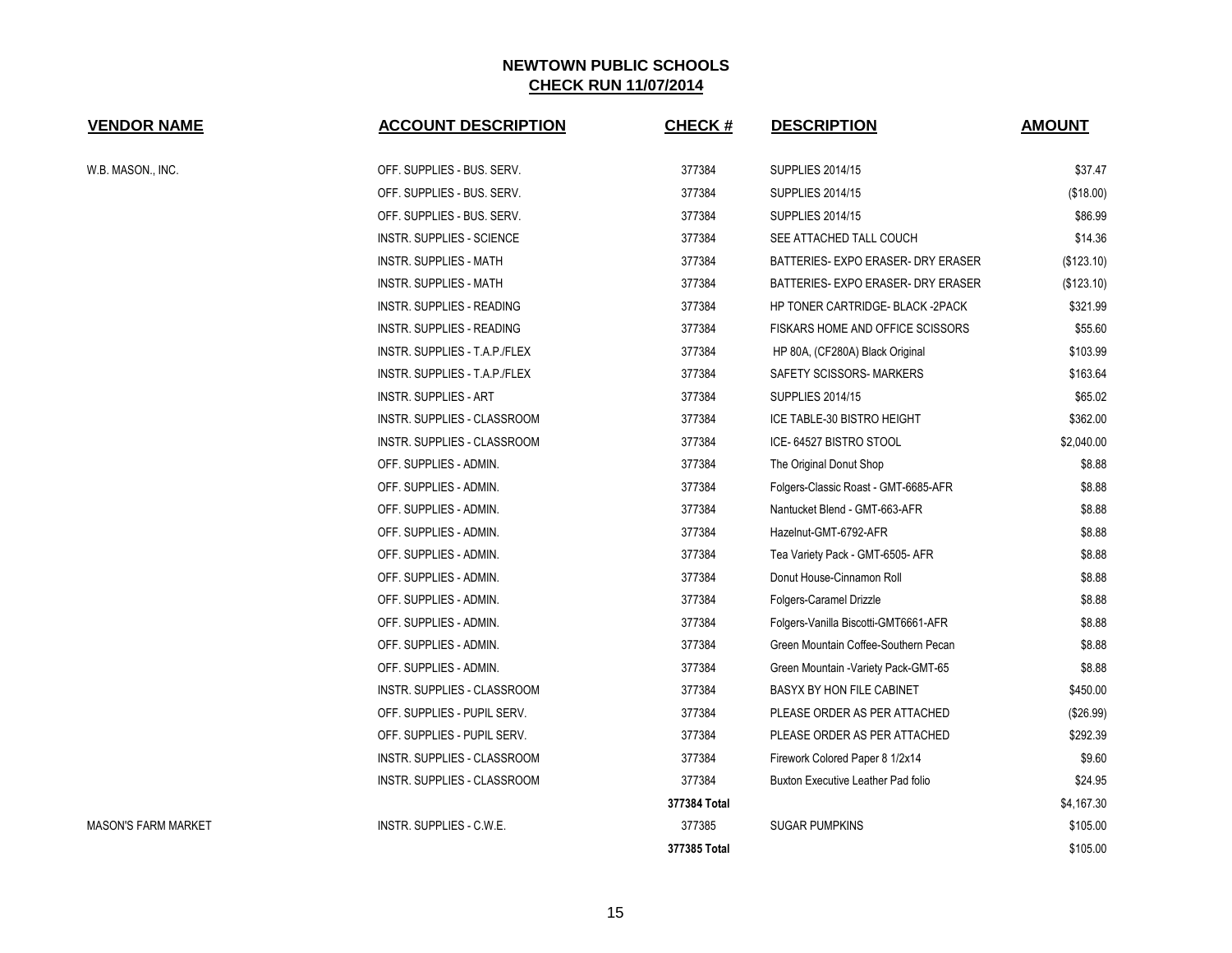# NEWTOWN PUBLIC SCHOOLS

## CHECK RUN 11/07/2014

| VENDOR NAME | ACCOUNT DESCRIPTION | CHECK # | DESCRIPTION | AMOUNT |
|---|---|---|---|---|
| W.B. MASON., INC. | OFF. SUPPLIES - BUS. SERV. | 377384 | SUPPLIES 2014/15 | $37.47 |
| | OFF. SUPPLIES - BUS. SERV. | 377384 | SUPPLIES 2014/15 | ($18.00) |
| | OFF. SUPPLIES - BUS. SERV. | 377384 | SUPPLIES 2014/15 | $86.99 |
| | INSTR. SUPPLIES - SCIENCE | 377384 | SEE ATTACHED TALL COUCH | $14.36 |
| | INSTR. SUPPLIES - MATH | 377384 | BATTERIES- EXPO ERASER- DRY ERASER | ($123.10) |
| | INSTR. SUPPLIES - MATH | 377384 | BATTERIES- EXPO ERASER- DRY ERASER | ($123.10) |
| | INSTR. SUPPLIES - READING | 377384 | HP TONER CARTRIDGE- BLACK -2PACK | $321.99 |
| | INSTR. SUPPLIES - READING | 377384 | FISKARS HOME AND OFFICE SCISSORS | $55.60 |
| | INSTR. SUPPLIES - T.A.P./FLEX | 377384 | HP 80A, (CF280A) Black Original | $103.99 |
| | INSTR. SUPPLIES - T.A.P./FLEX | 377384 | SAFETY SCISSORS- MARKERS | $163.64 |
| | INSTR. SUPPLIES - ART | 377384 | SUPPLIES 2014/15 | $65.02 |
| | INSTR. SUPPLIES - CLASSROOM | 377384 | ICE TABLE-30 BISTRO HEIGHT | $362.00 |
| | INSTR. SUPPLIES - CLASSROOM | 377384 | ICE- 64527 BISTRO STOOL | $2,040.00 |
| | OFF. SUPPLIES - ADMIN. | 377384 | The Original Donut Shop | $8.88 |
| | OFF. SUPPLIES - ADMIN. | 377384 | Folgers-Classic Roast - GMT-6685-AFR | $8.88 |
| | OFF. SUPPLIES - ADMIN. | 377384 | Nantucket Blend - GMT-663-AFR | $8.88 |
| | OFF. SUPPLIES - ADMIN. | 377384 | Hazelnut-GMT-6792-AFR | $8.88 |
| | OFF. SUPPLIES - ADMIN. | 377384 | Tea Variety Pack - GMT-6505- AFR | $8.88 |
| | OFF. SUPPLIES - ADMIN. | 377384 | Donut House-Cinnamon Roll | $8.88 |
| | OFF. SUPPLIES - ADMIN. | 377384 | Folgers-Caramel Drizzle | $8.88 |
| | OFF. SUPPLIES - ADMIN. | 377384 | Folgers-Vanilla Biscotti-GMT6661-AFR | $8.88 |
| | OFF. SUPPLIES - ADMIN. | 377384 | Green Mountain Coffee-Southern Pecan | $8.88 |
| | OFF. SUPPLIES - ADMIN. | 377384 | Green Mountain -Variety Pack-GMT-65 | $8.88 |
| | INSTR. SUPPLIES - CLASSROOM | 377384 | BASYX BY HON FILE CABINET | $450.00 |
| | OFF. SUPPLIES - PUPIL SERV. | 377384 | PLEASE ORDER AS PER ATTACHED | ($26.99) |
| | OFF. SUPPLIES - PUPIL SERV. | 377384 | PLEASE ORDER AS PER ATTACHED | $292.39 |
| | INSTR. SUPPLIES - CLASSROOM | 377384 | Firework Colored Paper 8 1/2x14 | $9.60 |
| | INSTR. SUPPLIES - CLASSROOM | 377384 | Buxton Executive Leather Pad folio | $24.95 |
| | | **377384 Total** | | $4,167.30 |
| MASON'S FARM MARKET | INSTR. SUPPLIES - C.W.E. | 377385 | SUGAR PUMPKINS | $105.00 |
| | | **377385 Total** | | $105.00 |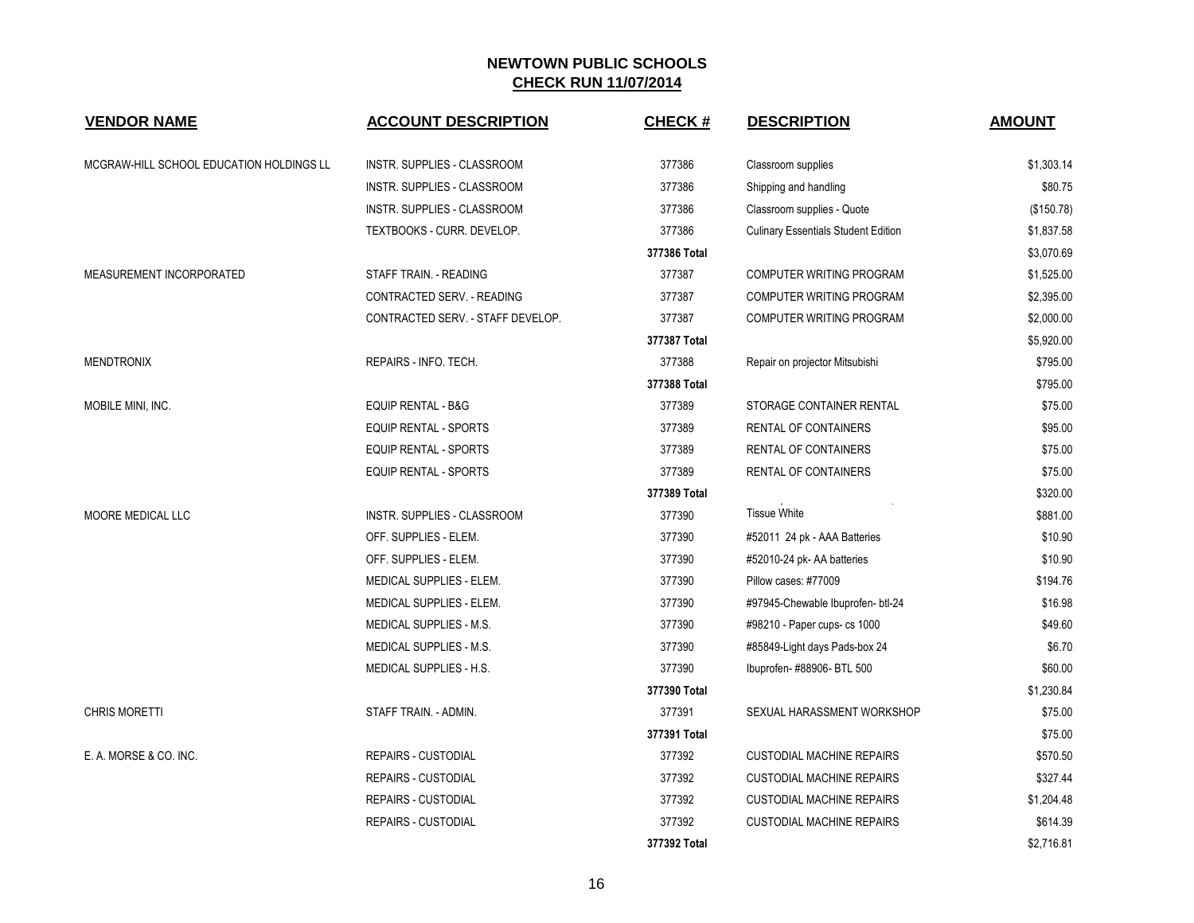**NEWTOWN PUBLIC SCHOOLS**
**CHECK RUN 11/07/2014**

| VENDOR NAME | ACCOUNT DESCRIPTION | CHECK # | DESCRIPTION | AMOUNT |
|---|---|---|---|---|
| MCGRAW-HILL SCHOOL EDUCATION HOLDINGS LL | INSTR. SUPPLIES - CLASSROOM | 377386 | Classroom supplies | $1,303.14 |
| | INSTR. SUPPLIES - CLASSROOM | 377386 | Shipping and handling | $80.75 |
| | INSTR. SUPPLIES - CLASSROOM | 377386 | Classroom supplies - Quote | ($150.78) |
| | TEXTBOOKS - CURR. DEVELOP. | 377386 | Culinary Essentials Student Edition | $1,837.58 |
| | | **377386 Total** | | $3,070.69 |
| MEASUREMENT INCORPORATED | STAFF TRAIN. - READING | 377387 | COMPUTER WRITING PROGRAM | $1,525.00 |
| | CONTRACTED SERV. - READING | 377387 | COMPUTER WRITING PROGRAM | $2,395.00 |
| | CONTRACTED SERV. - STAFF DEVELOP. | 377387 | COMPUTER WRITING PROGRAM | $2,000.00 |
| | | **377387 Total** | | $5,920.00 |
| MENDTRONIX | REPAIRS - INFO. TECH. | 377388 | Repair on projector Mitsubishi | $795.00 |
| | | **377388 Total** | | $795.00 |
| MOBILE MINI, INC. | EQUIP RENTAL - B&G | 377389 | STORAGE CONTAINER RENTAL | $75.00 |
| | EQUIP RENTAL - SPORTS | 377389 | RENTAL OF CONTAINERS | $95.00 |
| | EQUIP RENTAL - SPORTS | 377389 | RENTAL OF CONTAINERS | $75.00 |
| | EQUIP RENTAL - SPORTS | 377389 | RENTAL OF CONTAINERS | $75.00 |
| | | **377389 Total** | | $320.00 |
| MOORE MEDICAL LLC | INSTR. SUPPLIES - CLASSROOM | 377390 | Tissue White | $881.00 |
| | OFF. SUPPLIES - ELEM. | 377390 | #52011 24 pk - AAA Batteries | $10.90 |
| | OFF. SUPPLIES - ELEM. | 377390 | #52010-24 pk- AA batteries | $10.90 |
| | MEDICAL SUPPLIES - ELEM. | 377390 | Pillow cases: #77009 | $194.76 |
| | MEDICAL SUPPLIES - ELEM. | 377390 | #97945-Chewable Ibuprofen- btl-24 | $16.98 |
| | MEDICAL SUPPLIES - M.S. | 377390 | #98210 - Paper cups- cs 1000 | $49.60 |
| | MEDICAL SUPPLIES - M.S. | 377390 | #85849-Light days Pads-box 24 | $6.70 |
| | MEDICAL SUPPLIES - H.S. | 377390 | Ibuprofen- #88906- BTL 500 | $60.00 |
| | | **377390 Total** | | $1,230.84 |
| CHRIS MORETTI | STAFF TRAIN. - ADMIN. | 377391 | SEXUAL HARASSMENT WORKSHOP | $75.00 |
| | | **377391 Total** | | $75.00 |
| E. A. MORSE & CO. INC. | REPAIRS - CUSTODIAL | 377392 | CUSTODIAL MACHINE REPAIRS | $570.50 |
| | REPAIRS - CUSTODIAL | 377392 | CUSTODIAL MACHINE REPAIRS | $327.44 |
| | REPAIRS - CUSTODIAL | 377392 | CUSTODIAL MACHINE REPAIRS | $1,204.48 |
| | REPAIRS - CUSTODIAL | 377392 | CUSTODIAL MACHINE REPAIRS | $614.39 |
| | | **377392 Total** | | $2,716.81 |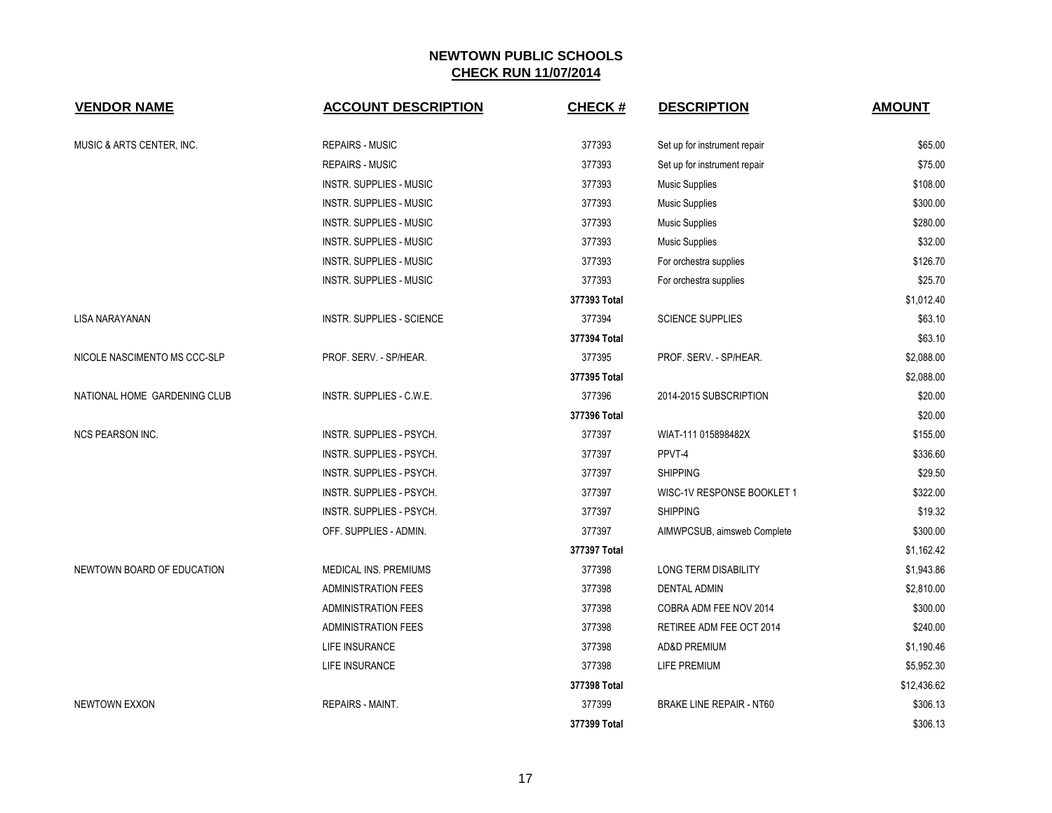# NEWTOWN PUBLIC SCHOOLS

## CHECK RUN 11/07/2014

| VENDOR NAME | ACCOUNT DESCRIPTION | CHECK # | DESCRIPTION | AMOUNT |
|---|---|---|---|---|
| MUSIC & ARTS CENTER, INC. | REPAIRS - MUSIC | 377393 | Set up for instrument repair | $65.00 |
| | REPAIRS - MUSIC | 377393 | Set up for instrument repair | $75.00 |
| | INSTR. SUPPLIES - MUSIC | 377393 | Music Supplies | $108.00 |
| | INSTR. SUPPLIES - MUSIC | 377393 | Music Supplies | $300.00 |
| | INSTR. SUPPLIES - MUSIC | 377393 | Music Supplies | $280.00 |
| | INSTR. SUPPLIES - MUSIC | 377393 | Music Supplies | $32.00 |
| | INSTR. SUPPLIES - MUSIC | 377393 | For orchestra supplies | $126.70 |
| | INSTR. SUPPLIES - MUSIC | 377393 | For orchestra supplies | $25.70 |
| | | **377393 Total** | | $1,012.40 |
| LISA NARAYANAN | INSTR. SUPPLIES - SCIENCE | 377394 | SCIENCE SUPPLIES | $63.10 |
| | | **377394 Total** | | $63.10 |
| NICOLE NASCIMENTO MS CCC-SLP | PROF. SERV. - SP/HEAR. | 377395 | PROF. SERV. - SP/HEAR. | $2,088.00 |
| | | **377395 Total** | | $2,088.00 |
| NATIONAL HOME GARDENING CLUB | INSTR. SUPPLIES - C.W.E. | 377396 | 2014-2015 SUBSCRIPTION | $20.00 |
| | | **377396 Total** | | $20.00 |
| NCS PEARSON INC. | INSTR. SUPPLIES - PSYCH. | 377397 | WIAT-111 015898482X | $155.00 |
| | INSTR. SUPPLIES - PSYCH. | 377397 | PPVT-4 | $336.60 |
| | INSTR. SUPPLIES - PSYCH. | 377397 | SHIPPING | $29.50 |
| | INSTR. SUPPLIES - PSYCH. | 377397 | WISC-1V RESPONSE BOOKLET 1 | $322.00 |
| | INSTR. SUPPLIES - PSYCH. | 377397 | SHIPPING | $19.32 |
| | OFF. SUPPLIES - ADMIN. | 377397 | AIMWPCSUB, aimsweb Complete | $300.00 |
| | | **377397 Total** | | $1,162.42 |
| NEWTOWN BOARD OF EDUCATION | MEDICAL INS. PREMIUMS | 377398 | LONG TERM DISABILITY | $1,943.86 |
| | ADMINISTRATION FEES | 377398 | DENTAL ADMIN | $2,810.00 |
| | ADMINISTRATION FEES | 377398 | COBRA ADM FEE NOV 2014 | $300.00 |
| | ADMINISTRATION FEES | 377398 | RETIREE ADM FEE OCT 2014 | $240.00 |
| | LIFE INSURANCE | 377398 | AD&D PREMIUM | $1,190.46 |
| | LIFE INSURANCE | 377398 | LIFE PREMIUM | $5,952.30 |
| | | **377398 Total** | | $12,436.62 |
| NEWTOWN EXXON | REPAIRS - MAINT. | 377399 | BRAKE LINE REPAIR - NT60 | $306.13 |
| | | **377399 Total** | | $306.13 |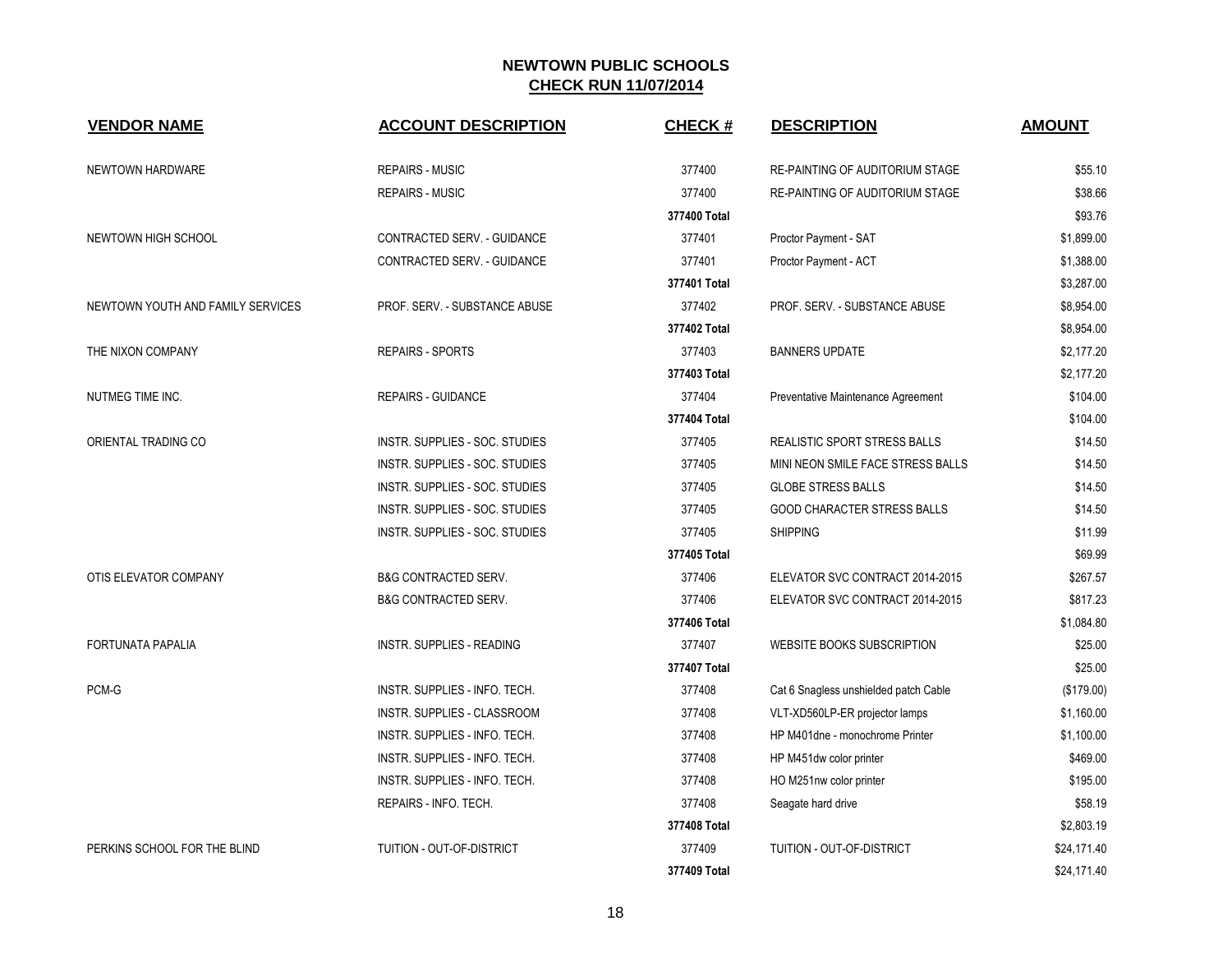# NEWTOWN PUBLIC SCHOOLS

## CHECK RUN 11/07/2014

| VENDOR NAME | ACCOUNT DESCRIPTION | CHECK # | DESCRIPTION | AMOUNT |
|---|---|---|---|---|
| NEWTOWN HARDWARE | REPAIRS - MUSIC | 377400 | RE-PAINTING OF AUDITORIUM STAGE | $55.10 |
| | REPAIRS - MUSIC | 377400 | RE-PAINTING OF AUDITORIUM STAGE | $38.66 |
| | | **377400 Total** | | $93.76 |
| NEWTOWN HIGH SCHOOL | CONTRACTED SERV. - GUIDANCE | 377401 | Proctor Payment - SAT | $1,899.00 |
| | CONTRACTED SERV. - GUIDANCE | 377401 | Proctor Payment - ACT | $1,388.00 |
| | | **377401 Total** | | $3,287.00 |
| NEWTOWN YOUTH AND FAMILY SERVICES | PROF. SERV. - SUBSTANCE ABUSE | 377402 | PROF. SERV. - SUBSTANCE ABUSE | $8,954.00 |
| | | **377402 Total** | | $8,954.00 |
| THE NIXON COMPANY | REPAIRS - SPORTS | 377403 | BANNERS UPDATE | $2,177.20 |
| | | **377403 Total** | | $2,177.20 |
| NUTMEG TIME INC. | REPAIRS - GUIDANCE | 377404 | Preventative Maintenance Agreement | $104.00 |
| | | **377404 Total** | | $104.00 |
| ORIENTAL TRADING CO | INSTR. SUPPLIES - SOC. STUDIES | 377405 | REALISTIC SPORT STRESS BALLS | $14.50 |
| | INSTR. SUPPLIES - SOC. STUDIES | 377405 | MINI NEON SMILE FACE STRESS BALLS | $14.50 |
| | INSTR. SUPPLIES - SOC. STUDIES | 377405 | GLOBE STRESS BALLS | $14.50 |
| | INSTR. SUPPLIES - SOC. STUDIES | 377405 | GOOD CHARACTER STRESS BALLS | $14.50 |
| | INSTR. SUPPLIES - SOC. STUDIES | 377405 | SHIPPING | $11.99 |
| | | **377405 Total** | | $69.99 |
| OTIS ELEVATOR COMPANY | B&G CONTRACTED SERV. | 377406 | ELEVATOR SVC CONTRACT 2014-2015 | $267.57 |
| | B&G CONTRACTED SERV. | 377406 | ELEVATOR SVC CONTRACT 2014-2015 | $817.23 |
| | | **377406 Total** | | $1,084.80 |
| FORTUNATA PAPALIA | INSTR. SUPPLIES - READING | 377407 | WEBSITE BOOKS SUBSCRIPTION | $25.00 |
| | | **377407 Total** | | $25.00 |
| PCM-G | INSTR. SUPPLIES - INFO. TECH. | 377408 | Cat 6 Snagless unshielded patch Cable | ($179.00) |
| | INSTR. SUPPLIES - CLASSROOM | 377408 | VLT-XD560LP-ER projector lamps | $1,160.00 |
| | INSTR. SUPPLIES - INFO. TECH. | 377408 | HP M401dne - monochrome Printer | $1,100.00 |
| | INSTR. SUPPLIES - INFO. TECH. | 377408 | HP M451dw color printer | $469.00 |
| | INSTR. SUPPLIES - INFO. TECH. | 377408 | HO M251nw color printer | $195.00 |
| | REPAIRS - INFO. TECH. | 377408 | Seagate hard drive | $58.19 |
| | | **377408 Total** | | $2,803.19 |
| PERKINS SCHOOL FOR THE BLIND | TUITION - OUT-OF-DISTRICT | 377409 | TUITION - OUT-OF-DISTRICT | $24,171.40 |
| | | **377409 Total** | | $24,171.40 |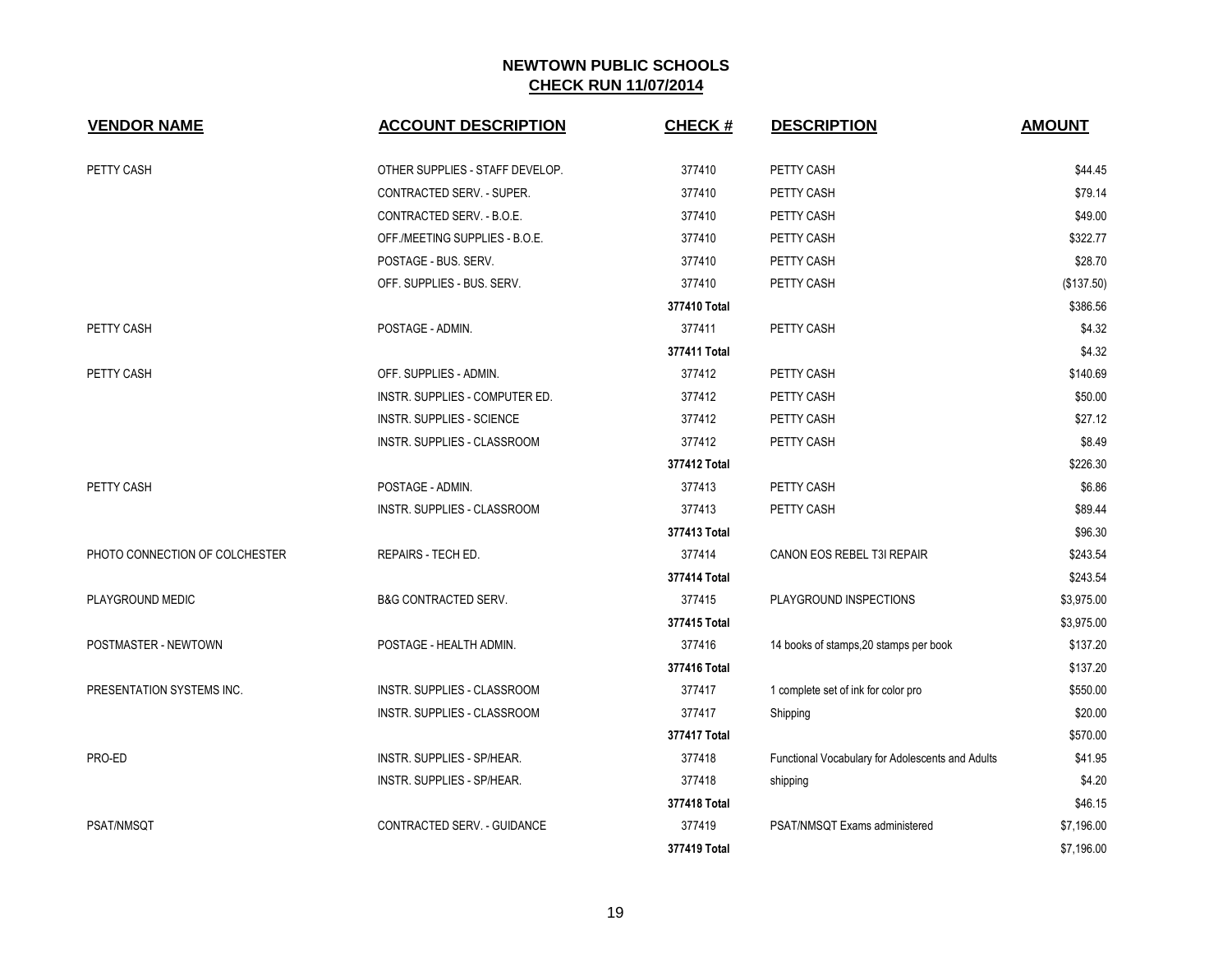# NEWTOWN PUBLIC SCHOOLS

## CHECK RUN 11/07/2014

| VENDOR NAME | ACCOUNT DESCRIPTION | CHECK # | DESCRIPTION | AMOUNT |
|---|---|---|---|---|
| PETTY CASH | OTHER SUPPLIES - STAFF DEVELOP. | 377410 | PETTY CASH | $44.45 |
| | CONTRACTED SERV. - SUPER. | 377410 | PETTY CASH | $79.14 |
| | CONTRACTED SERV. - B.O.E. | 377410 | PETTY CASH | $49.00 |
| | OFF./MEETING SUPPLIES - B.O.E. | 377410 | PETTY CASH | $322.77 |
| | POSTAGE - BUS. SERV. | 377410 | PETTY CASH | $28.70 |
| | OFF. SUPPLIES - BUS. SERV. | 377410 | PETTY CASH | ($137.50) |
| | | **377410 Total** | | $386.56 |
| PETTY CASH | POSTAGE - ADMIN. | 377411 | PETTY CASH | $4.32 |
| | | **377411 Total** | | $4.32 |
| PETTY CASH | OFF. SUPPLIES - ADMIN. | 377412 | PETTY CASH | $140.69 |
| | INSTR. SUPPLIES - COMPUTER ED. | 377412 | PETTY CASH | $50.00 |
| | INSTR. SUPPLIES - SCIENCE | 377412 | PETTY CASH | $27.12 |
| | INSTR. SUPPLIES - CLASSROOM | 377412 | PETTY CASH | $8.49 |
| | | **377412 Total** | | $226.30 |
| PETTY CASH | POSTAGE - ADMIN. | 377413 | PETTY CASH | $6.86 |
| | INSTR. SUPPLIES - CLASSROOM | 377413 | PETTY CASH | $89.44 |
| | | **377413 Total** | | $96.30 |
| PHOTO CONNECTION OF COLCHESTER | REPAIRS - TECH ED. | 377414 | CANON EOS REBEL T3I REPAIR | $243.54 |
| | | **377414 Total** | | $243.54 |
| PLAYGROUND MEDIC | B&G CONTRACTED SERV. | 377415 | PLAYGROUND INSPECTIONS | $3,975.00 |
| | | **377415 Total** | | $3,975.00 |
| POSTMASTER - NEWTOWN | POSTAGE - HEALTH ADMIN. | 377416 | 14 books of stamps,20 stamps per book | $137.20 |
| | | **377416 Total** | | $137.20 |
| PRESENTATION SYSTEMS INC. | INSTR. SUPPLIES - CLASSROOM | 377417 | 1 complete set of ink for color pro | $550.00 |
| | INSTR. SUPPLIES - CLASSROOM | 377417 | Shipping | $20.00 |
| | | **377417 Total** | | $570.00 |
| PRO-ED | INSTR. SUPPLIES - SP/HEAR. | 377418 | Functional Vocabulary for Adolescents and Adults | $41.95 |
| | INSTR. SUPPLIES - SP/HEAR. | 377418 | shipping | $4.20 |
| | | **377418 Total** | | $46.15 |
| PSAT/NMSQT | CONTRACTED SERV. - GUIDANCE | 377419 | PSAT/NMSQT Exams administered | $7,196.00 |
| | | **377419 Total** | | $7,196.00 |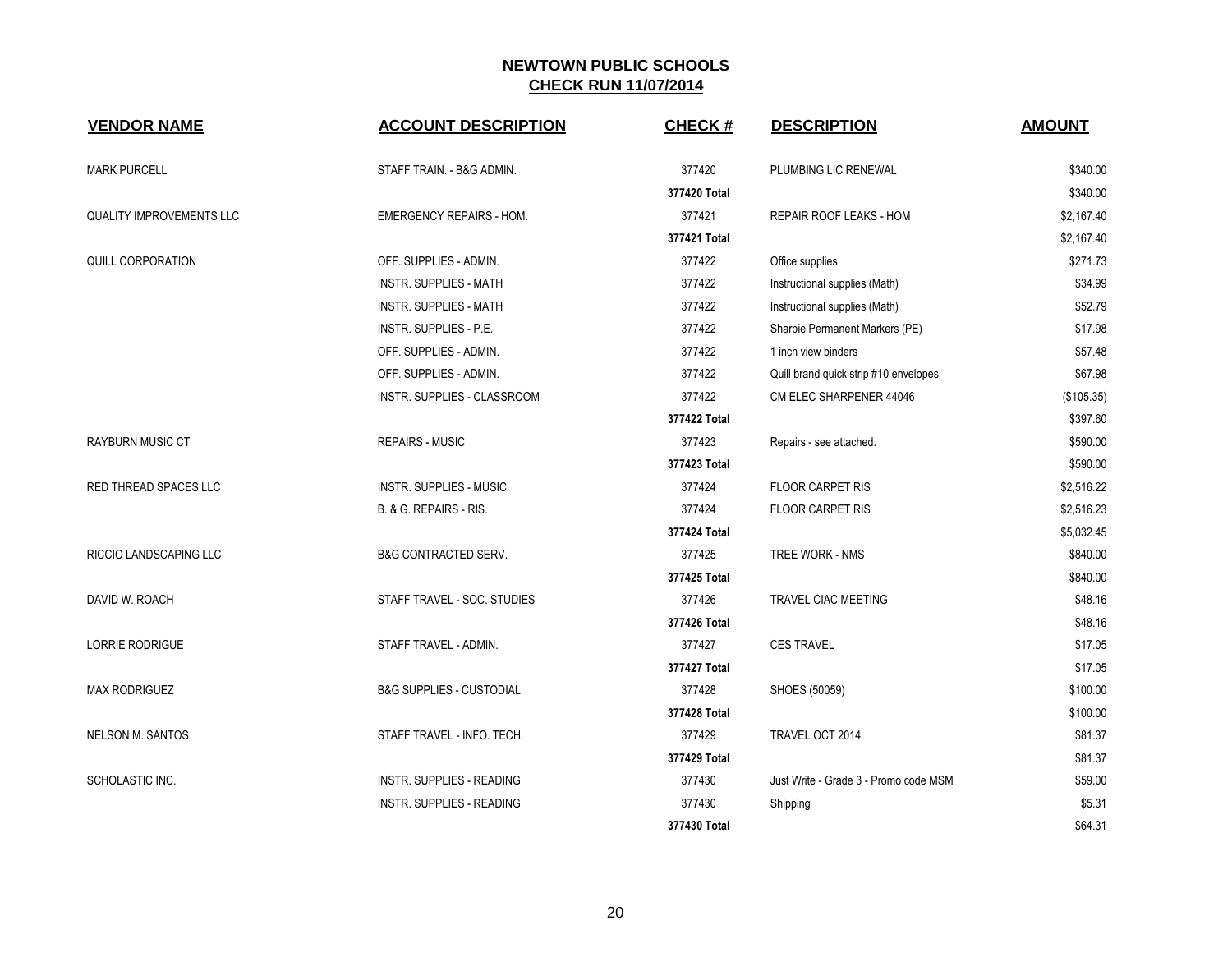# NEWTOWN PUBLIC SCHOOLS

## CHECK RUN 11/07/2014

| VENDOR NAME | ACCOUNT DESCRIPTION | CHECK # | DESCRIPTION | AMOUNT |
|---|---|---|---|---|
| MARK PURCELL | STAFF TRAIN. - B&G ADMIN. | 377420 | PLUMBING LIC RENEWAL | $340.00 |
| | | 377420 Total | | $340.00 |
| QUALITY IMPROVEMENTS LLC | EMERGENCY REPAIRS - HOM. | 377421 | REPAIR ROOF LEAKS - HOM | $2,167.40 |
| | | 377421 Total | | $2,167.40 |
| QUILL CORPORATION | OFF. SUPPLIES - ADMIN. | 377422 | Office supplies | $271.73 |
| | INSTR. SUPPLIES - MATH | 377422 | Instructional supplies (Math) | $34.99 |
| | INSTR. SUPPLIES - MATH | 377422 | Instructional supplies (Math) | $52.79 |
| | INSTR. SUPPLIES - P.E. | 377422 | Sharpie Permanent Markers (PE) | $17.98 |
| | OFF. SUPPLIES - ADMIN. | 377422 | 1 inch view binders | $57.48 |
| | OFF. SUPPLIES - ADMIN. | 377422 | Quill brand quick strip #10 envelopes | $67.98 |
| | INSTR. SUPPLIES - CLASSROOM | 377422 | CM ELEC SHARPENER 44046 | ($105.35) |
| | | 377422 Total | | $397.60 |
| RAYBURN MUSIC CT | REPAIRS - MUSIC | 377423 | Repairs - see attached. | $590.00 |
| | | 377423 Total | | $590.00 |
| RED THREAD SPACES LLC | INSTR. SUPPLIES - MUSIC | 377424 | FLOOR CARPET RIS | $2,516.22 |
| | B. & G. REPAIRS - RIS. | 377424 | FLOOR CARPET RIS | $2,516.23 |
| | | 377424 Total | | $5,032.45 |
| RICCIO LANDSCAPING LLC | B&G CONTRACTED SERV. | 377425 | TREE WORK - NMS | $840.00 |
| | | 377425 Total | | $840.00 |
| DAVID W. ROACH | STAFF TRAVEL - SOC. STUDIES | 377426 | TRAVEL CIAC MEETING | $48.16 |
| | | 377426 Total | | $48.16 |
| LORRIE RODRIGUE | STAFF TRAVEL - ADMIN. | 377427 | CES TRAVEL | $17.05 |
| | | 377427 Total | | $17.05 |
| MAX RODRIGUEZ | B&G SUPPLIES - CUSTODIAL | 377428 | SHOES (50059) | $100.00 |
| | | 377428 Total | | $100.00 |
| NELSON M. SANTOS | STAFF TRAVEL - INFO. TECH. | 377429 | TRAVEL OCT 2014 | $81.37 |
| | | 377429 Total | | $81.37 |
| SCHOLASTIC INC. | INSTR. SUPPLIES - READING | 377430 | Just Write - Grade 3 - Promo code MSM | $59.00 |
| | INSTR. SUPPLIES - READING | 377430 | Shipping | $5.31 |
| | | 377430 Total | | $64.31 |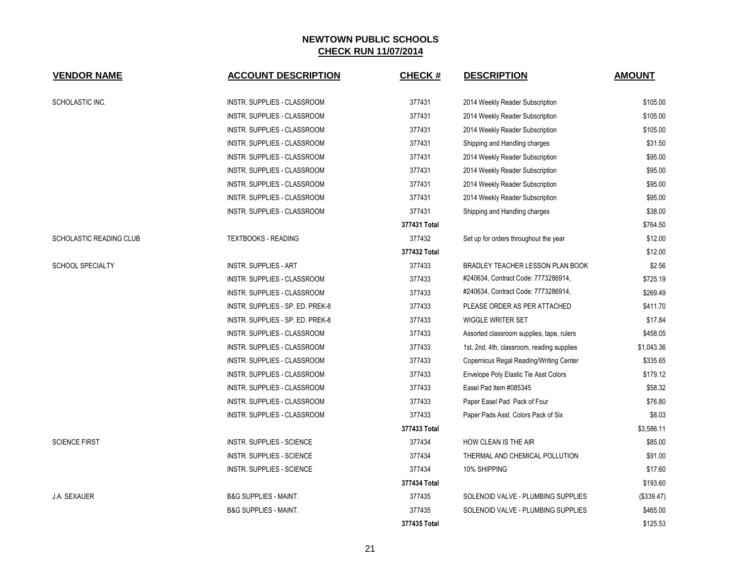# NEWTOWN PUBLIC SCHOOLS

## CHECK RUN 11/07/2014

| VENDOR NAME | ACCOUNT DESCRIPTION | CHECK # | DESCRIPTION | AMOUNT |
|---|---|---|---|---|
| SCHOLASTIC INC. | INSTR. SUPPLIES - CLASSROOM | 377431 | 2014 Weekly Reader Subscription | $105.00 |
| | INSTR. SUPPLIES - CLASSROOM | 377431 | 2014 Weekly Reader Subscription | $105.00 |
| | INSTR. SUPPLIES - CLASSROOM | 377431 | 2014 Weekly Reader Subscription | $105.00 |
| | INSTR. SUPPLIES - CLASSROOM | 377431 | Shipping and Handling charges | $31.50 |
| | INSTR. SUPPLIES - CLASSROOM | 377431 | 2014 Weekly Reader Subscription | $95.00 |
| | INSTR. SUPPLIES - CLASSROOM | 377431 | 2014 Weekly Reader Subscription | $95.00 |
| | INSTR. SUPPLIES - CLASSROOM | 377431 | 2014 Weekly Reader Subscription | $95.00 |
| | INSTR. SUPPLIES - CLASSROOM | 377431 | 2014 Weekly Reader Subscription | $95.00 |
| | INSTR. SUPPLIES - CLASSROOM | 377431 | Shipping and Handling charges | $38.00 |
| | | **377431 Total** | | $764.50 |
| SCHOLASTIC READING CLUB | TEXTBOOKS - READING | 377432 | Set up for orders throughout the year | $12.00 |
| | | **377432 Total** | | $12.00 |
| SCHOOL SPECIALTY | INSTR. SUPPLIES - ART | 377433 | BRADLEY TEACHER LESSON PLAN BOOK | $2.56 |
| | INSTR. SUPPLIES - CLASSROOM | 377433 | #240634, Contract Code: 7773286914, | $725.19 |
| | INSTR. SUPPLIES - CLASSROOM | 377433 | #240634, Contract Code: 7773286914, | $269.49 |
| | INSTR. SUPPLIES - SP. ED. PREK-8 | 377433 | PLEASE ORDER AS PER ATTACHED | $411.70 |
| | INSTR. SUPPLIES - SP. ED. PREK-8 | 377433 | WIGGLE WRITER SET | $17.84 |
| | INSTR. SUPPLIES - CLASSROOM | 377433 | Assorted classroom supplies, tape, rulers | $458.05 |
| | INSTR. SUPPLIES - CLASSROOM | 377433 | 1st, 2nd, 4th, classroom, reading supplies | $1,043.36 |
| | INSTR. SUPPLIES - CLASSROOM | 377433 | Copernicus Regal Reading/Writing Center | $335.65 |
| | INSTR. SUPPLIES - CLASSROOM | 377433 | Envelope Poly Elastic Tie Asst Colors | $179.12 |
| | INSTR. SUPPLIES - CLASSROOM | 377433 | Easel Pad Item #085345 | $58.32 |
| | INSTR. SUPPLIES - CLASSROOM | 377433 | Paper Easel Pad Pack of Four | $76.80 |
| | INSTR. SUPPLIES - CLASSROOM | 377433 | Paper Pads Asst. Colors Pack of Six | $8.03 |
| | | **377433 Total** | | $3,586.11 |
| SCIENCE FIRST | INSTR. SUPPLIES - SCIENCE | 377434 | HOW CLEAN IS THE AIR | $85.00 |
| | INSTR. SUPPLIES - SCIENCE | 377434 | THERMAL AND CHEMICAL POLLUTION | $91.00 |
| | INSTR. SUPPLIES - SCIENCE | 377434 | 10% SHIPPING | $17.60 |
| | | **377434 Total** | | $193.60 |
| J.A. SEXAUER | B&G SUPPLIES - MAINT. | 377435 | SOLENOID VALVE - PLUMBING SUPPLIES | ($339.47) |
| | B&G SUPPLIES - MAINT. | 377435 | SOLENOID VALVE - PLUMBING SUPPLIES | $465.00 |
| | | **377435 Total** | | $125.53 |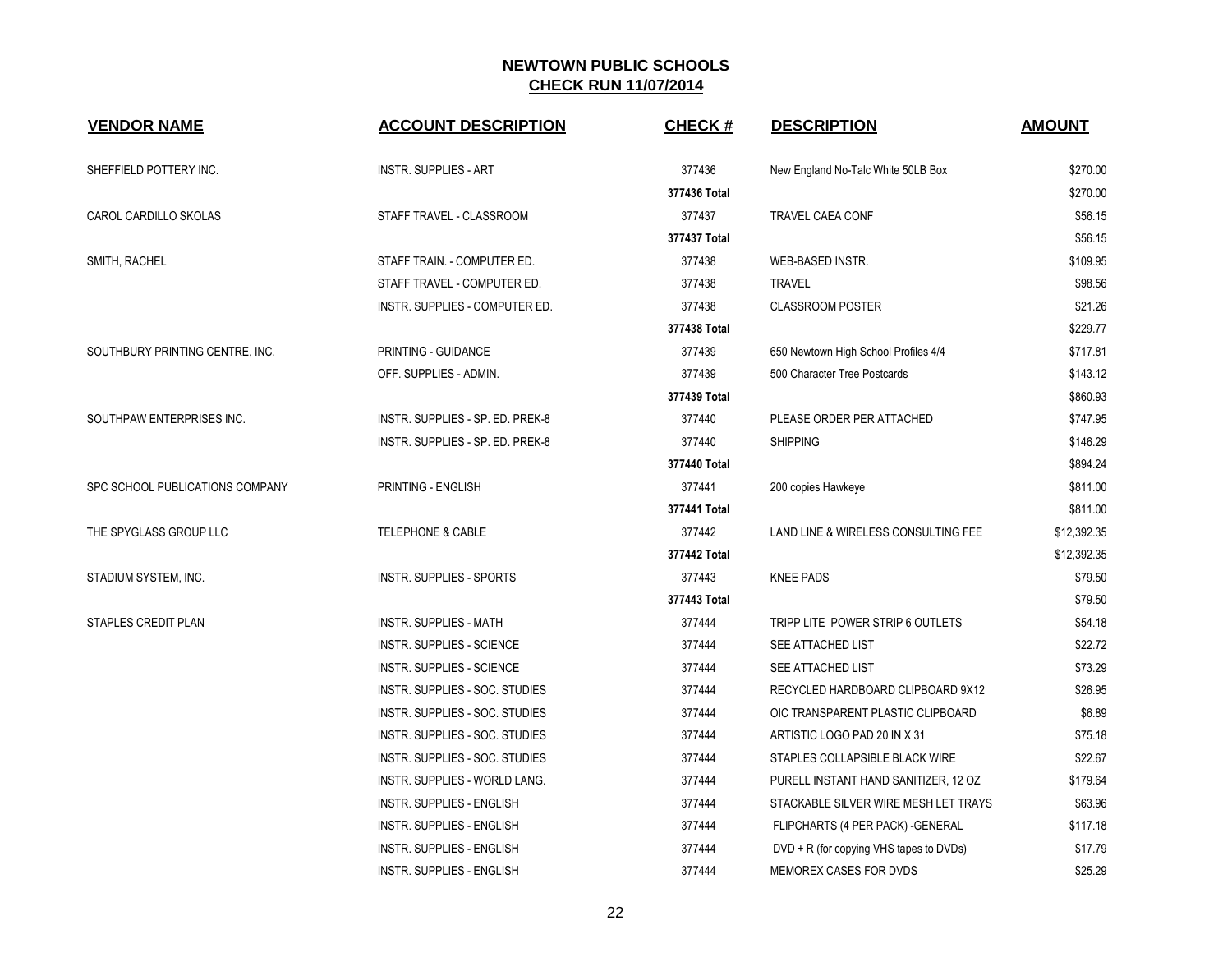# NEWTOWN PUBLIC SCHOOLS

## CHECK RUN 11/07/2014

| VENDOR NAME | ACCOUNT DESCRIPTION | CHECK # | DESCRIPTION | AMOUNT |
|---|---|---|---|---|
| SHEFFIELD POTTERY INC. | INSTR. SUPPLIES - ART | 377436 | New England No-Talc White 50LB Box | $270.00 |
| | | 377436 Total | | $270.00 |
| CAROL CARDILLO SKOLAS | STAFF TRAVEL - CLASSROOM | 377437 | TRAVEL CAEA CONF | $56.15 |
| | | 377437 Total | | $56.15 |
| SMITH, RACHEL | STAFF TRAIN. - COMPUTER ED. | 377438 | WEB-BASED INSTR. | $109.95 |
| | STAFF TRAVEL - COMPUTER ED. | 377438 | TRAVEL | $98.56 |
| | INSTR. SUPPLIES - COMPUTER ED. | 377438 | CLASSROOM POSTER | $21.26 |
| | | 377438 Total | | $229.77 |
| SOUTHBURY PRINTING CENTRE, INC. | PRINTING - GUIDANCE | 377439 | 650 Newtown High School Profiles 4/4 | $717.81 |
| | OFF. SUPPLIES - ADMIN. | 377439 | 500 Character Tree Postcards | $143.12 |
| | | 377439 Total | | $860.93 |
| SOUTHPAW ENTERPRISES INC. | INSTR. SUPPLIES - SP. ED. PREK-8 | 377440 | PLEASE ORDER PER ATTACHED | $747.95 |
| | INSTR. SUPPLIES - SP. ED. PREK-8 | 377440 | SHIPPING | $146.29 |
| | | 377440 Total | | $894.24 |
| SPC SCHOOL PUBLICATIONS COMPANY | PRINTING - ENGLISH | 377441 | 200 copies Hawkeye | $811.00 |
| | | 377441 Total | | $811.00 |
| THE SPYGLASS GROUP LLC | TELEPHONE & CABLE | 377442 | LAND LINE & WIRELESS CONSULTING FEE | $12,392.35 |
| | | 377442 Total | | $12,392.35 |
| STADIUM SYSTEM, INC. | INSTR. SUPPLIES - SPORTS | 377443 | KNEE PADS | $79.50 |
| | | 377443 Total | | $79.50 |
| STAPLES CREDIT PLAN | INSTR. SUPPLIES - MATH | 377444 | TRIPP LITE POWER STRIP 6 OUTLETS | $54.18 |
| | INSTR. SUPPLIES - SCIENCE | 377444 | SEE ATTACHED LIST | $22.72 |
| | INSTR. SUPPLIES - SCIENCE | 377444 | SEE ATTACHED LIST | $73.29 |
| | INSTR. SUPPLIES - SOC. STUDIES | 377444 | RECYCLED HARDBOARD CLIPBOARD 9X12 | $26.95 |
| | INSTR. SUPPLIES - SOC. STUDIES | 377444 | OIC TRANSPARENT PLASTIC CLIPBOARD | $6.89 |
| | INSTR. SUPPLIES - SOC. STUDIES | 377444 | ARTISTIC LOGO PAD 20 IN X 31 | $75.18 |
| | INSTR. SUPPLIES - SOC. STUDIES | 377444 | STAPLES COLLAPSIBLE BLACK WIRE | $22.67 |
| | INSTR. SUPPLIES - WORLD LANG. | 377444 | PURELL INSTANT HAND SANITIZER, 12 OZ | $179.64 |
| | INSTR. SUPPLIES - ENGLISH | 377444 | STACKABLE SILVER WIRE MESH LET TRAYS | $63.96 |
| | INSTR. SUPPLIES - ENGLISH | 377444 | FLIPCHARTS (4 PER PACK) -GENERAL | $117.18 |
| | INSTR. SUPPLIES - ENGLISH | 377444 | DVD + R (for copying VHS tapes to DVDs) | $17.79 |
| | INSTR. SUPPLIES - ENGLISH | 377444 | MEMOREX CASES FOR DVDS | $25.29 |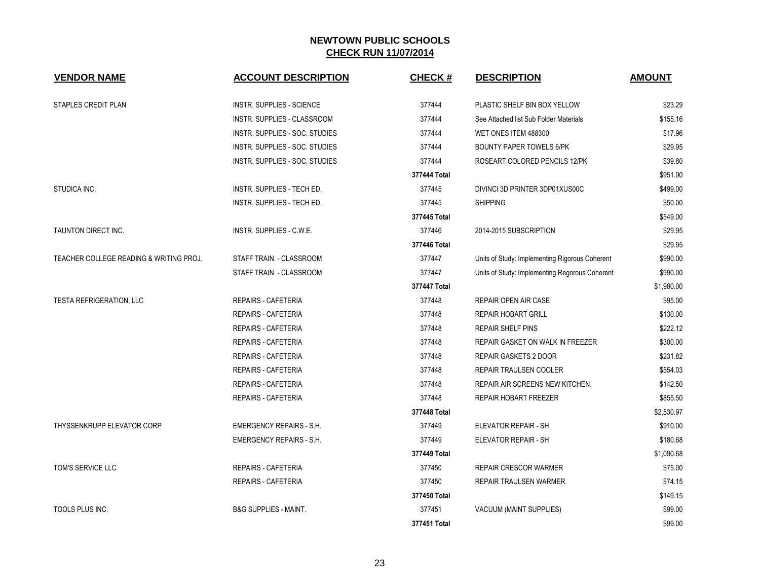# NEWTOWN PUBLIC SCHOOLS

## CHECK RUN 11/07/2014

| VENDOR NAME | ACCOUNT DESCRIPTION | CHECK # | DESCRIPTION | AMOUNT |
|---|---|---|---|---|
| STAPLES CREDIT PLAN | INSTR. SUPPLIES - SCIENCE | 377444 | PLASTIC SHELF BIN BOX YELLOW | $23.29 |
| | INSTR. SUPPLIES - CLASSROOM | 377444 | See Attached list Sub Folder Materials | $155.16 |
| | INSTR. SUPPLIES - SOC. STUDIES | 377444 | WET ONES ITEM 488300 | $17.96 |
| | INSTR. SUPPLIES - SOC. STUDIES | 377444 | BOUNTY PAPER TOWELS 6/PK | $29.95 |
| | INSTR. SUPPLIES - SOC. STUDIES | 377444 | ROSEART COLORED PENCILS 12/PK | $39.80 |
| | | **377444 Total** | | $951.90 |
| STUDICA INC. | INSTR. SUPPLIES - TECH ED. | 377445 | DIVINCI 3D PRINTER 3DP01XUS00C | $499.00 |
| | INSTR. SUPPLIES - TECH ED. | 377445 | SHIPPING | $50.00 |
| | | **377445 Total** | | $549.00 |
| TAUNTON DIRECT INC. | INSTR. SUPPLIES - C.W.E. | 377446 | 2014-2015 SUBSCRIPTION | $29.95 |
| | | **377446 Total** | | $29.95 |
| TEACHER COLLEGE READING & WRITING PROJ. | STAFF TRAIN. - CLASSROOM | 377447 | Units of Study: Implementing Rigorous Coherent | $990.00 |
| | STAFF TRAIN. - CLASSROOM | 377447 | Units of Study: Implementing Regorous Coherent | $990.00 |
| | | **377447 Total** | | $1,980.00 |
| TESTA REFRIGERATION, LLC | REPAIRS - CAFETERIA | 377448 | REPAIR OPEN AIR CASE | $95.00 |
| | REPAIRS - CAFETERIA | 377448 | REPAIR HOBART GRILL | $130.00 |
| | REPAIRS - CAFETERIA | 377448 | REPAIR SHELF PINS | $222.12 |
| | REPAIRS - CAFETERIA | 377448 | REPAIR GASKET ON WALK IN FREEZER | $300.00 |
| | REPAIRS - CAFETERIA | 377448 | REPAIR GASKETS 2 DOOR | $231.82 |
| | REPAIRS - CAFETERIA | 377448 | REPAIR TRAULSEN COOLER | $554.03 |
| | REPAIRS - CAFETERIA | 377448 | REPAIR AIR SCREENS NEW KITCHEN | $142.50 |
| | REPAIRS - CAFETERIA | 377448 | REPAIR HOBART FREEZER | $855.50 |
| | | **377448 Total** | | $2,530.97 |
| THYSSENKRUPP ELEVATOR CORP | EMERGENCY REPAIRS - S.H. | 377449 | ELEVATOR REPAIR - SH | $910.00 |
| | EMERGENCY REPAIRS - S.H. | 377449 | ELEVATOR REPAIR - SH | $180.68 |
| | | **377449 Total** | | $1,090.68 |
| TOM'S SERVICE LLC | REPAIRS - CAFETERIA | 377450 | REPAIR CRESCOR WARMER | $75.00 |
| | REPAIRS - CAFETERIA | 377450 | REPAIR TRAULSEN WARMER | $74.15 |
| | | **377450 Total** | | $149.15 |
| TOOLS PLUS INC. | B&G SUPPLIES - MAINT. | 377451 | VACUUM (MAINT SUPPLIES) | $99.00 |
| | | **377451 Total** | | $99.00 |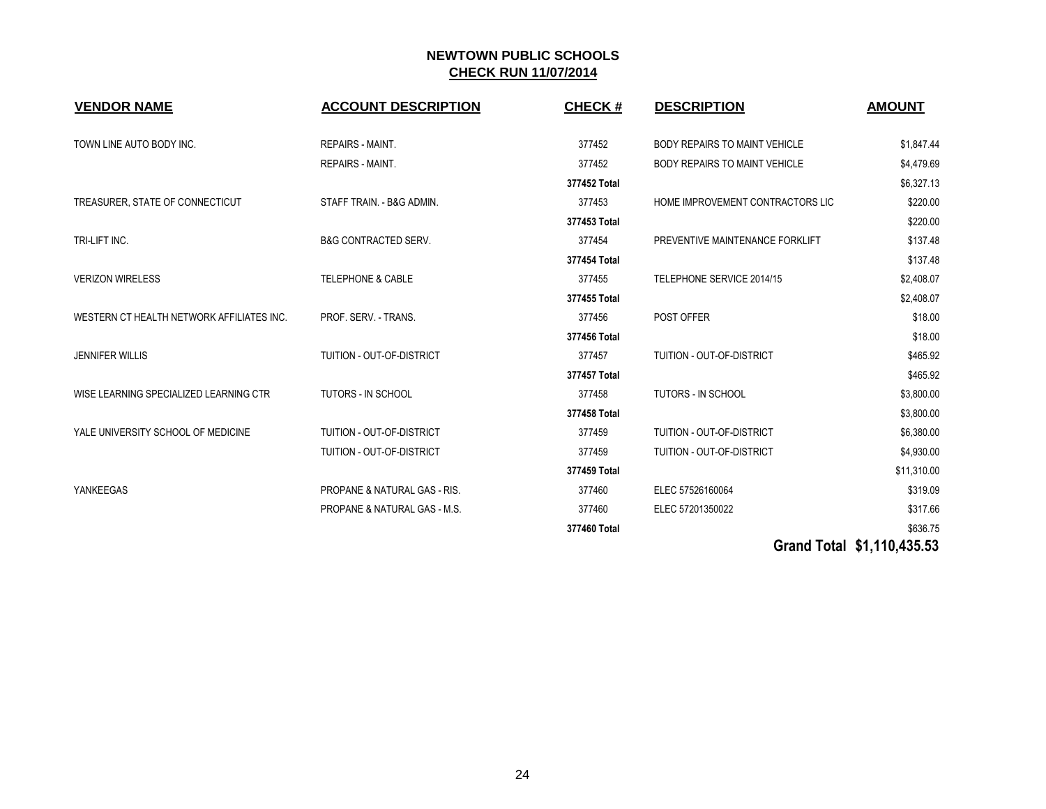## NEWTOWN PUBLIC SCHOOLS
**CHECK RUN 11/07/2014**

| VENDOR NAME | ACCOUNT DESCRIPTION | CHECK # | DESCRIPTION | AMOUNT |
|---|---|---|---|---|
| TOWN LINE AUTO BODY INC. | REPAIRS - MAINT. | 377452 | BODY REPAIRS TO MAINT VEHICLE | $1,847.44 |
| | REPAIRS - MAINT. | 377452 | BODY REPAIRS TO MAINT VEHICLE | $4,479.69 |
| | | **377452 Total** | | $6,327.13 |
| TREASURER, STATE OF CONNECTICUT | STAFF TRAIN. - B&G ADMIN. | 377453 | HOME IMPROVEMENT CONTRACTORS LIC | $220.00 |
| | | **377453 Total** | | $220.00 |
| TRI-LIFT INC. | B&G CONTRACTED SERV. | 377454 | PREVENTIVE MAINTENANCE FORKLIFT | $137.48 |
| | | **377454 Total** | | $137.48 |
| VERIZON WIRELESS | TELEPHONE & CABLE | 377455 | TELEPHONE SERVICE 2014/15 | $2,408.07 |
| | | **377455 Total** | | $2,408.07 |
| WESTERN CT HEALTH NETWORK AFFILIATES INC. | PROF. SERV. - TRANS. | 377456 | POST OFFER | $18.00 |
| | | **377456 Total** | | $18.00 |
| JENNIFER WILLIS | TUITION - OUT-OF-DISTRICT | 377457 | TUITION - OUT-OF-DISTRICT | $465.92 |
| | | **377457 Total** | | $465.92 |
| WISE LEARNING SPECIALIZED LEARNING CTR | TUTORS - IN SCHOOL | 377458 | TUTORS - IN SCHOOL | $3,800.00 |
| | | **377458 Total** | | $3,800.00 |
| YALE UNIVERSITY SCHOOL OF MEDICINE | TUITION - OUT-OF-DISTRICT | 377459 | TUITION - OUT-OF-DISTRICT | $6,380.00 |
| | TUITION - OUT-OF-DISTRICT | 377459 | TUITION - OUT-OF-DISTRICT | $4,930.00 |
| | | **377459 Total** | | $11,310.00 |
| YANKEEGAS | PROPANE & NATURAL GAS - RIS. | 377460 | ELEC 57526160064 | $319.09 |
| | PROPANE & NATURAL GAS - M.S. | 377460 | ELEC 57201350022 | $317.66 |
| | | **377460 Total** | | $636.75 |
| | | | **Grand Total** | **$1,110,435.53** |